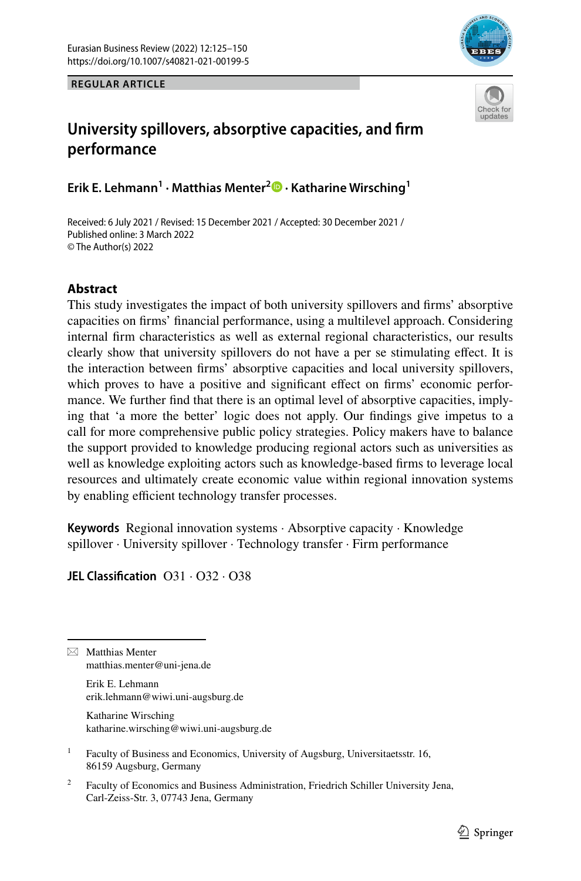REGULAR ARTICLE

# University spillovers, absorptive capacities, and firm performance

**Erik E. Lehmann[1] · Matthias Menter[2] · Katharine Wirsching[1]**

Received: 6 July 2021 / Revised: 15 December 2021 / Accepted: 30 December 2021 / Published online: 3 March 2022
© The Author(s) 2022

## Abstract

This study investigates the impact of both university spillovers and firms' absorptive capacities on firms' financial performance, using a multilevel approach. Considering internal firm characteristics as well as external regional characteristics, our results clearly show that university spillovers do not have a per se stimulating effect. It is the interaction between firms' absorptive capacities and local university spillovers, which proves to have a positive and significant effect on firms' economic performance. We further find that there is an optimal level of absorptive capacities, implying that 'a more the better' logic does not apply. Our findings give impetus to a call for more comprehensive public policy strategies. Policy makers have to balance the support provided to knowledge producing regional actors such as universities as well as knowledge exploiting actors such as knowledge-based firms to leverage local resources and ultimately create economic value within regional innovation systems by enabling efficient technology transfer processes.

**Keywords** Regional innovation systems · Absorptive capacity · Knowledge spillover · University spillover · Technology transfer · Firm performance

**JEL Classification** O31 · O32 · O38

---

✉ Matthias Menter
matthias.menter@uni-jena.de

Erik E. Lehmann
erik.lehmann@wiwi.uni-augsburg.de

Katharine Wirsching
katharine.wirsching@wiwi.uni-augsburg.de

[1] Faculty of Business and Economics, University of Augsburg, Universitaetsstr. 16, 86159 Augsburg, Germany

[2] Faculty of Economics and Business Administration, Friedrich Schiller University Jena, Carl-Zeiss-Str. 3, 07743 Jena, Germany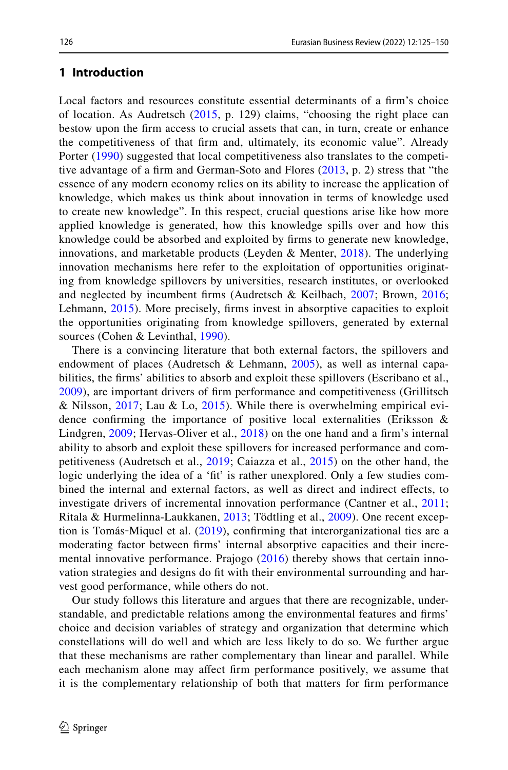## 1 Introduction

Local factors and resources constitute essential determinants of a firm's choice of location. As Audretsch (2015, p. 129) claims, "choosing the right place can bestow upon the firm access to crucial assets that can, in turn, create or enhance the competitiveness of that firm and, ultimately, its economic value". Already Porter (1990) suggested that local competitiveness also translates to the competitive advantage of a firm and German-Soto and Flores (2013, p. 2) stress that "the essence of any modern economy relies on its ability to increase the application of knowledge, which makes us think about innovation in terms of knowledge used to create new knowledge". In this respect, crucial questions arise like how more applied knowledge is generated, how this knowledge spills over and how this knowledge could be absorbed and exploited by firms to generate new knowledge, innovations, and marketable products (Leyden & Menter, 2018). The underlying innovation mechanisms here refer to the exploitation of opportunities originating from knowledge spillovers by universities, research institutes, or overlooked and neglected by incumbent firms (Audretsch & Keilbach, 2007; Brown, 2016; Lehmann, 2015). More precisely, firms invest in absorptive capacities to exploit the opportunities originating from knowledge spillovers, generated by external sources (Cohen & Levinthal, 1990).

There is a convincing literature that both external factors, the spillovers and endowment of places (Audretsch & Lehmann, 2005), as well as internal capabilities, the firms' abilities to absorb and exploit these spillovers (Escribano et al., 2009), are important drivers of firm performance and competitiveness (Grillitsch & Nilsson, 2017; Lau & Lo, 2015). While there is overwhelming empirical evidence confirming the importance of positive local externalities (Eriksson & Lindgren, 2009; Hervas-Oliver et al., 2018) on the one hand and a firm's internal ability to absorb and exploit these spillovers for increased performance and competitiveness (Audretsch et al., 2019; Caiazza et al., 2015) on the other hand, the logic underlying the idea of a 'fit' is rather unexplored. Only a few studies combined the internal and external factors, as well as direct and indirect effects, to investigate drivers of incremental innovation performance (Cantner et al., 2011; Ritala & Hurmelina-Laukkanen, 2013; Tödtling et al., 2009). One recent exception is Tomás-Miquel et al. (2019), confirming that interorganizational ties are a moderating factor between firms' internal absorptive capacities and their incremental innovative performance. Prajogo (2016) thereby shows that certain innovation strategies and designs do fit with their environmental surrounding and harvest good performance, while others do not.

Our study follows this literature and argues that there are recognizable, understandable, and predictable relations among the environmental features and firms' choice and decision variables of strategy and organization that determine which constellations will do well and which are less likely to do so. We further argue that these mechanisms are rather complementary than linear and parallel. While each mechanism alone may affect firm performance positively, we assume that it is the complementary relationship of both that matters for firm performance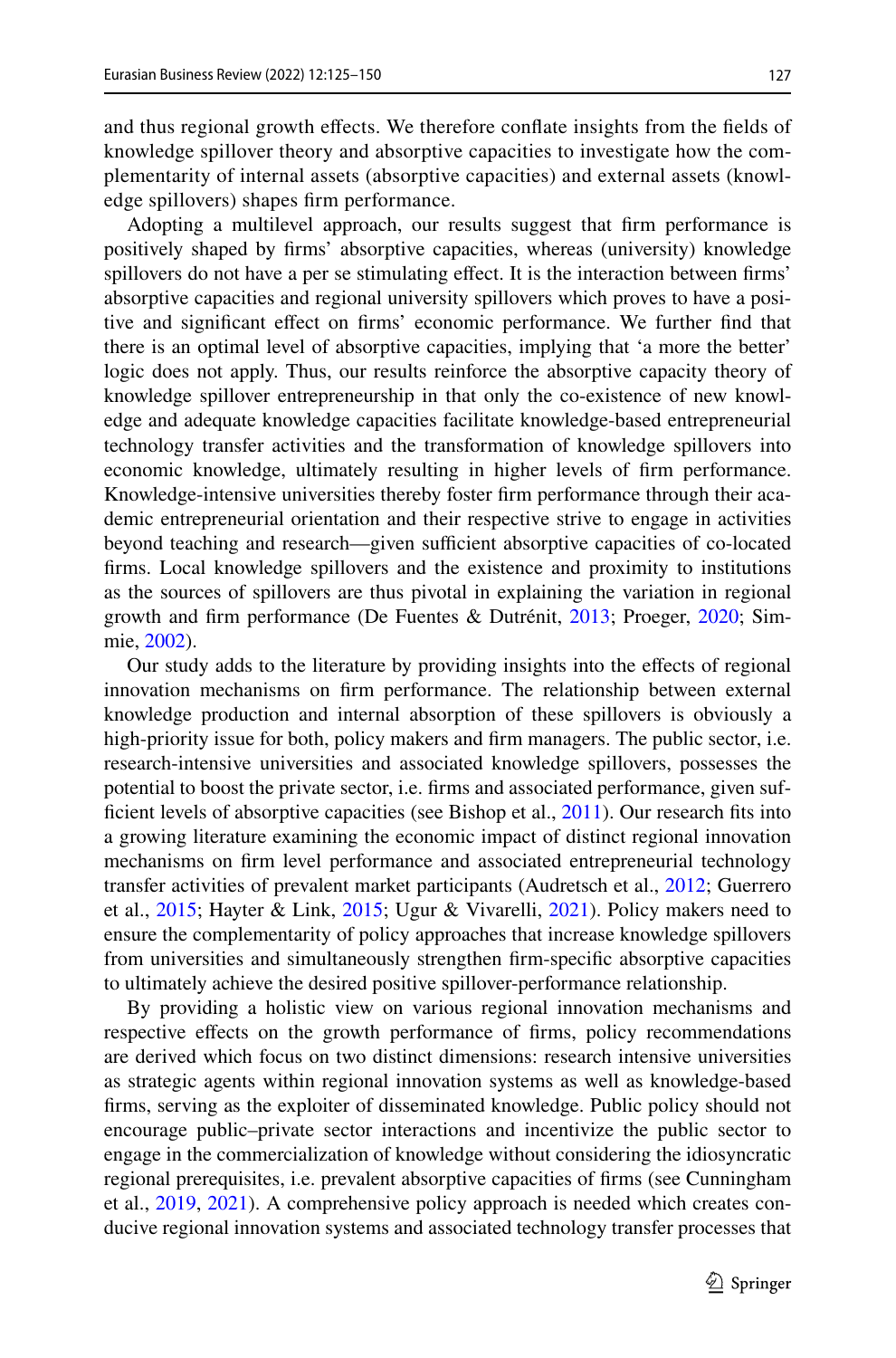and thus regional growth effects. We therefore conflate insights from the fields of knowledge spillover theory and absorptive capacities to investigate how the complementarity of internal assets (absorptive capacities) and external assets (knowledge spillovers) shapes firm performance.

Adopting a multilevel approach, our results suggest that firm performance is positively shaped by firms' absorptive capacities, whereas (university) knowledge spillovers do not have a per se stimulating effect. It is the interaction between firms' absorptive capacities and regional university spillovers which proves to have a positive and significant effect on firms' economic performance. We further find that there is an optimal level of absorptive capacities, implying that 'a more the better' logic does not apply. Thus, our results reinforce the absorptive capacity theory of knowledge spillover entrepreneurship in that only the co-existence of new knowledge and adequate knowledge capacities facilitate knowledge-based entrepreneurial technology transfer activities and the transformation of knowledge spillovers into economic knowledge, ultimately resulting in higher levels of firm performance. Knowledge-intensive universities thereby foster firm performance through their academic entrepreneurial orientation and their respective strive to engage in activities beyond teaching and research—given sufficient absorptive capacities of co-located firms. Local knowledge spillovers and the existence and proximity to institutions as the sources of spillovers are thus pivotal in explaining the variation in regional growth and firm performance (De Fuentes & Dutrénit, 2013; Proeger, 2020; Simmie, 2002).

Our study adds to the literature by providing insights into the effects of regional innovation mechanisms on firm performance. The relationship between external knowledge production and internal absorption of these spillovers is obviously a high-priority issue for both, policy makers and firm managers. The public sector, i.e. research-intensive universities and associated knowledge spillovers, possesses the potential to boost the private sector, i.e. firms and associated performance, given sufficient levels of absorptive capacities (see Bishop et al., 2011). Our research fits into a growing literature examining the economic impact of distinct regional innovation mechanisms on firm level performance and associated entrepreneurial technology transfer activities of prevalent market participants (Audretsch et al., 2012; Guerrero et al., 2015; Hayter & Link, 2015; Ugur & Vivarelli, 2021). Policy makers need to ensure the complementarity of policy approaches that increase knowledge spillovers from universities and simultaneously strengthen firm-specific absorptive capacities to ultimately achieve the desired positive spillover-performance relationship.

By providing a holistic view on various regional innovation mechanisms and respective effects on the growth performance of firms, policy recommendations are derived which focus on two distinct dimensions: research intensive universities as strategic agents within regional innovation systems as well as knowledge-based firms, serving as the exploiter of disseminated knowledge. Public policy should not encourage public–private sector interactions and incentivize the public sector to engage in the commercialization of knowledge without considering the idiosyncratic regional prerequisites, i.e. prevalent absorptive capacities of firms (see Cunningham et al., 2019, 2021). A comprehensive policy approach is needed which creates conducive regional innovation systems and associated technology transfer processes that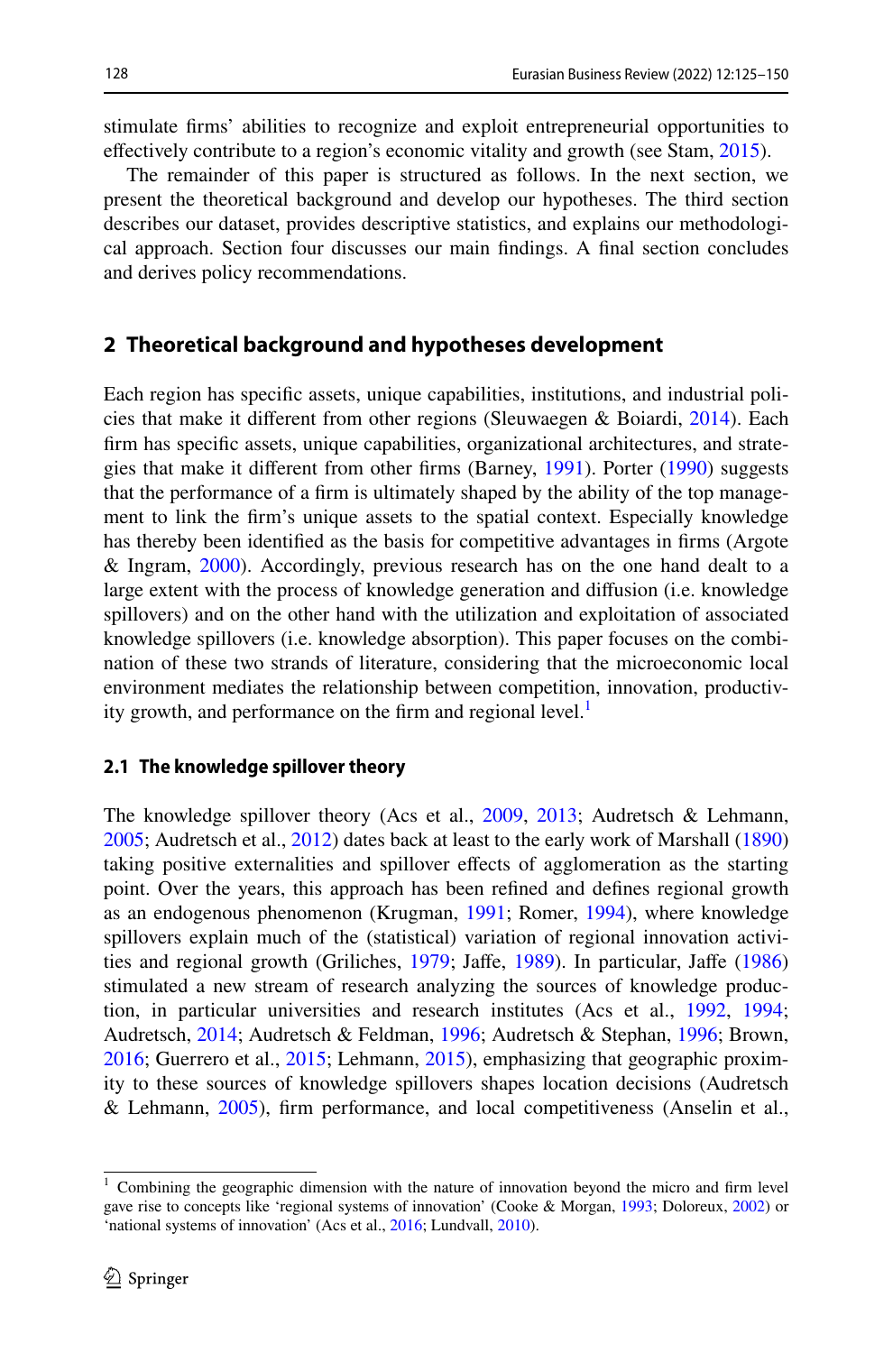stimulate firms' abilities to recognize and exploit entrepreneurial opportunities to effectively contribute to a region's economic vitality and growth (see Stam, 2015).

The remainder of this paper is structured as follows. In the next section, we present the theoretical background and develop our hypotheses. The third section describes our dataset, provides descriptive statistics, and explains our methodological approach. Section four discusses our main findings. A final section concludes and derives policy recommendations.

## 2 Theoretical background and hypotheses development

Each region has specific assets, unique capabilities, institutions, and industrial policies that make it different from other regions (Sleuwaegen & Boiardi, 2014). Each firm has specific assets, unique capabilities, organizational architectures, and strategies that make it different from other firms (Barney, 1991). Porter (1990) suggests that the performance of a firm is ultimately shaped by the ability of the top management to link the firm's unique assets to the spatial context. Especially knowledge has thereby been identified as the basis for competitive advantages in firms (Argote & Ingram, 2000). Accordingly, previous research has on the one hand dealt to a large extent with the process of knowledge generation and diffusion (i.e. knowledge spillovers) and on the other hand with the utilization and exploitation of associated knowledge spillovers (i.e. knowledge absorption). This paper focuses on the combination of these two strands of literature, considering that the microeconomic local environment mediates the relationship between competition, innovation, productivity growth, and performance on the firm and regional level.[1]

### 2.1 The knowledge spillover theory

The knowledge spillover theory (Acs et al., 2009, 2013; Audretsch & Lehmann, 2005; Audretsch et al., 2012) dates back at least to the early work of Marshall (1890) taking positive externalities and spillover effects of agglomeration as the starting point. Over the years, this approach has been refined and defines regional growth as an endogenous phenomenon (Krugman, 1991; Romer, 1994), where knowledge spillovers explain much of the (statistical) variation of regional innovation activities and regional growth (Griliches, 1979; Jaffe, 1989). In particular, Jaffe (1986) stimulated a new stream of research analyzing the sources of knowledge production, in particular universities and research institutes (Acs et al., 1992, 1994; Audretsch, 2014; Audretsch & Feldman, 1996; Audretsch & Stephan, 1996; Brown, 2016; Guerrero et al., 2015; Lehmann, 2015), emphasizing that geographic proximity to these sources of knowledge spillovers shapes location decisions (Audretsch & Lehmann, 2005), firm performance, and local competitiveness (Anselin et al.,

[1] Combining the geographic dimension with the nature of innovation beyond the micro and firm level gave rise to concepts like 'regional systems of innovation' (Cooke & Morgan, 1993; Doloreux, 2002) or 'national systems of innovation' (Acs et al., 2016; Lundvall, 2010).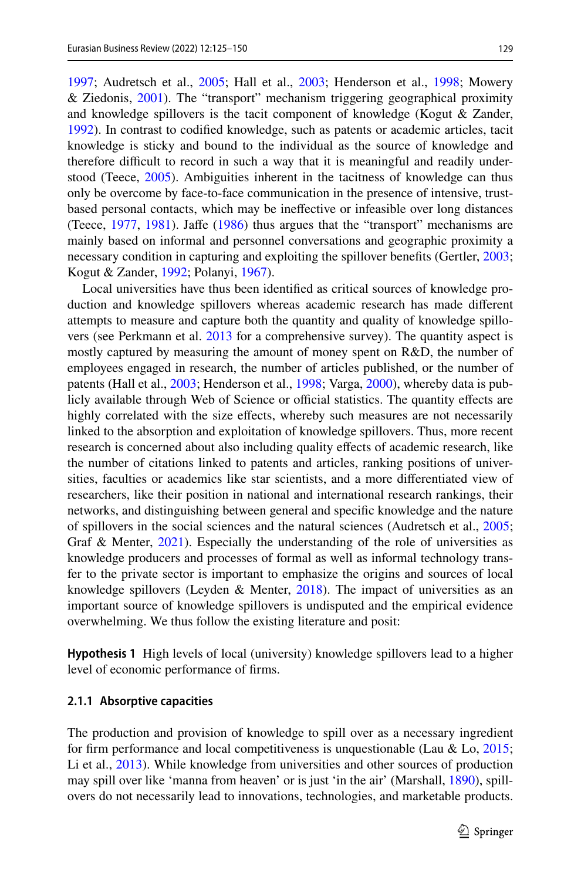1997; Audretsch et al., 2005; Hall et al., 2003; Henderson et al., 1998; Mowery & Ziedonis, 2001). The "transport" mechanism triggering geographical proximity and knowledge spillovers is the tacit component of knowledge (Kogut & Zander, 1992). In contrast to codified knowledge, such as patents or academic articles, tacit knowledge is sticky and bound to the individual as the source of knowledge and therefore difficult to record in such a way that it is meaningful and readily understood (Teece, 2005). Ambiguities inherent in the tacitness of knowledge can thus only be overcome by face-to-face communication in the presence of intensive, trust-based personal contacts, which may be ineffective or infeasible over long distances (Teece, 1977, 1981). Jaffe (1986) thus argues that the "transport" mechanisms are mainly based on informal and personnel conversations and geographic proximity a necessary condition in capturing and exploiting the spillover benefits (Gertler, 2003; Kogut & Zander, 1992; Polanyi, 1967).

Local universities have thus been identified as critical sources of knowledge production and knowledge spillovers whereas academic research has made different attempts to measure and capture both the quantity and quality of knowledge spillovers (see Perkmann et al. 2013 for a comprehensive survey). The quantity aspect is mostly captured by measuring the amount of money spent on R&D, the number of employees engaged in research, the number of articles published, or the number of patents (Hall et al., 2003; Henderson et al., 1998; Varga, 2000), whereby data is publicly available through Web of Science or official statistics. The quantity effects are highly correlated with the size effects, whereby such measures are not necessarily linked to the absorption and exploitation of knowledge spillovers. Thus, more recent research is concerned about also including quality effects of academic research, like the number of citations linked to patents and articles, ranking positions of universities, faculties or academics like star scientists, and a more differentiated view of researchers, like their position in national and international research rankings, their networks, and distinguishing between general and specific knowledge and the nature of spillovers in the social sciences and the natural sciences (Audretsch et al., 2005; Graf & Menter, 2021). Especially the understanding of the role of universities as knowledge producers and processes of formal as well as informal technology transfer to the private sector is important to emphasize the origins and sources of local knowledge spillovers (Leyden & Menter, 2018). The impact of universities as an important source of knowledge spillovers is undisputed and the empirical evidence overwhelming. We thus follow the existing literature and posit:

**Hypothesis 1** High levels of local (university) knowledge spillovers lead to a higher level of economic performance of firms.

#### 2.1.1 Absorptive capacities

The production and provision of knowledge to spill over as a necessary ingredient for firm performance and local competitiveness is unquestionable (Lau & Lo, 2015; Li et al., 2013). While knowledge from universities and other sources of production may spill over like 'manna from heaven' or is just 'in the air' (Marshall, 1890), spillovers do not necessarily lead to innovations, technologies, and marketable products.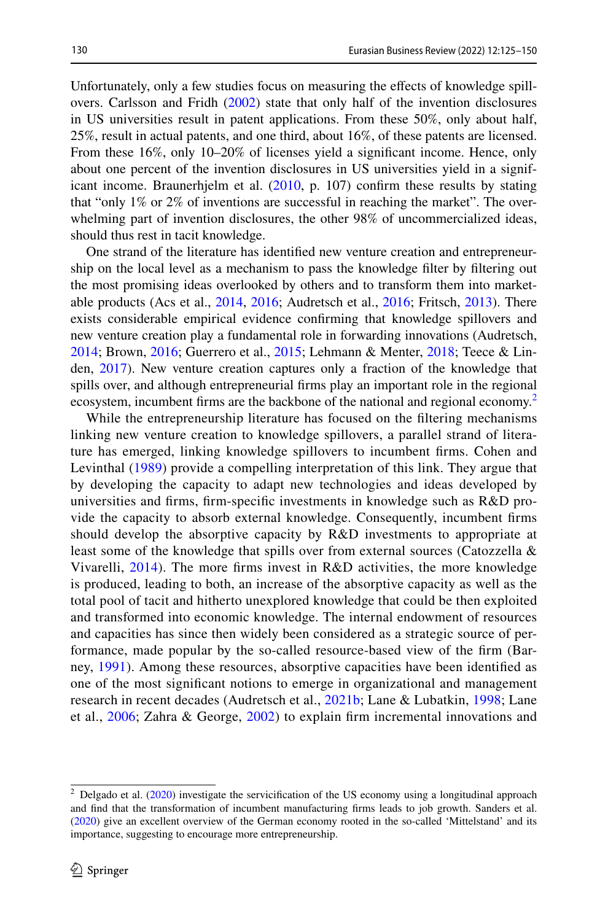Unfortunately, only a few studies focus on measuring the effects of knowledge spillovers. Carlsson and Fridh (2002) state that only half of the invention disclosures in US universities result in patent applications. From these 50%, only about half, 25%, result in actual patents, and one third, about 16%, of these patents are licensed. From these 16%, only 10–20% of licenses yield a significant income. Hence, only about one percent of the invention disclosures in US universities yield in a significant income. Braunerhjelm et al. (2010, p. 107) confirm these results by stating that "only 1% or 2% of inventions are successful in reaching the market". The overwhelming part of invention disclosures, the other 98% of uncommercialized ideas, should thus rest in tacit knowledge.

One strand of the literature has identified new venture creation and entrepreneurship on the local level as a mechanism to pass the knowledge filter by filtering out the most promising ideas overlooked by others and to transform them into marketable products (Acs et al., 2014, 2016; Audretsch et al., 2016; Fritsch, 2013). There exists considerable empirical evidence confirming that knowledge spillovers and new venture creation play a fundamental role in forwarding innovations (Audretsch, 2014; Brown, 2016; Guerrero et al., 2015; Lehmann & Menter, 2018; Teece & Linden, 2017). New venture creation captures only a fraction of the knowledge that spills over, and although entrepreneurial firms play an important role in the regional ecosystem, incumbent firms are the backbone of the national and regional economy.[2]

While the entrepreneurship literature has focused on the filtering mechanisms linking new venture creation to knowledge spillovers, a parallel strand of literature has emerged, linking knowledge spillovers to incumbent firms. Cohen and Levinthal (1989) provide a compelling interpretation of this link. They argue that by developing the capacity to adapt new technologies and ideas developed by universities and firms, firm-specific investments in knowledge such as R&D provide the capacity to absorb external knowledge. Consequently, incumbent firms should develop the absorptive capacity by R&D investments to appropriate at least some of the knowledge that spills over from external sources (Catozzella & Vivarelli, 2014). The more firms invest in R&D activities, the more knowledge is produced, leading to both, an increase of the absorptive capacity as well as the total pool of tacit and hitherto unexplored knowledge that could be then exploited and transformed into economic knowledge. The internal endowment of resources and capacities has since then widely been considered as a strategic source of performance, made popular by the so-called resource-based view of the firm (Barney, 1991). Among these resources, absorptive capacities have been identified as one of the most significant notions to emerge in organizational and management research in recent decades (Audretsch et al., 2021b; Lane & Lubatkin, 1998; Lane et al., 2006; Zahra & George, 2002) to explain firm incremental innovations and

[2] Delgado et al. (2020) investigate the servicification of the US economy using a longitudinal approach and find that the transformation of incumbent manufacturing firms leads to job growth. Sanders et al. (2020) give an excellent overview of the German economy rooted in the so-called 'Mittelstand' and its importance, suggesting to encourage more entrepreneurship.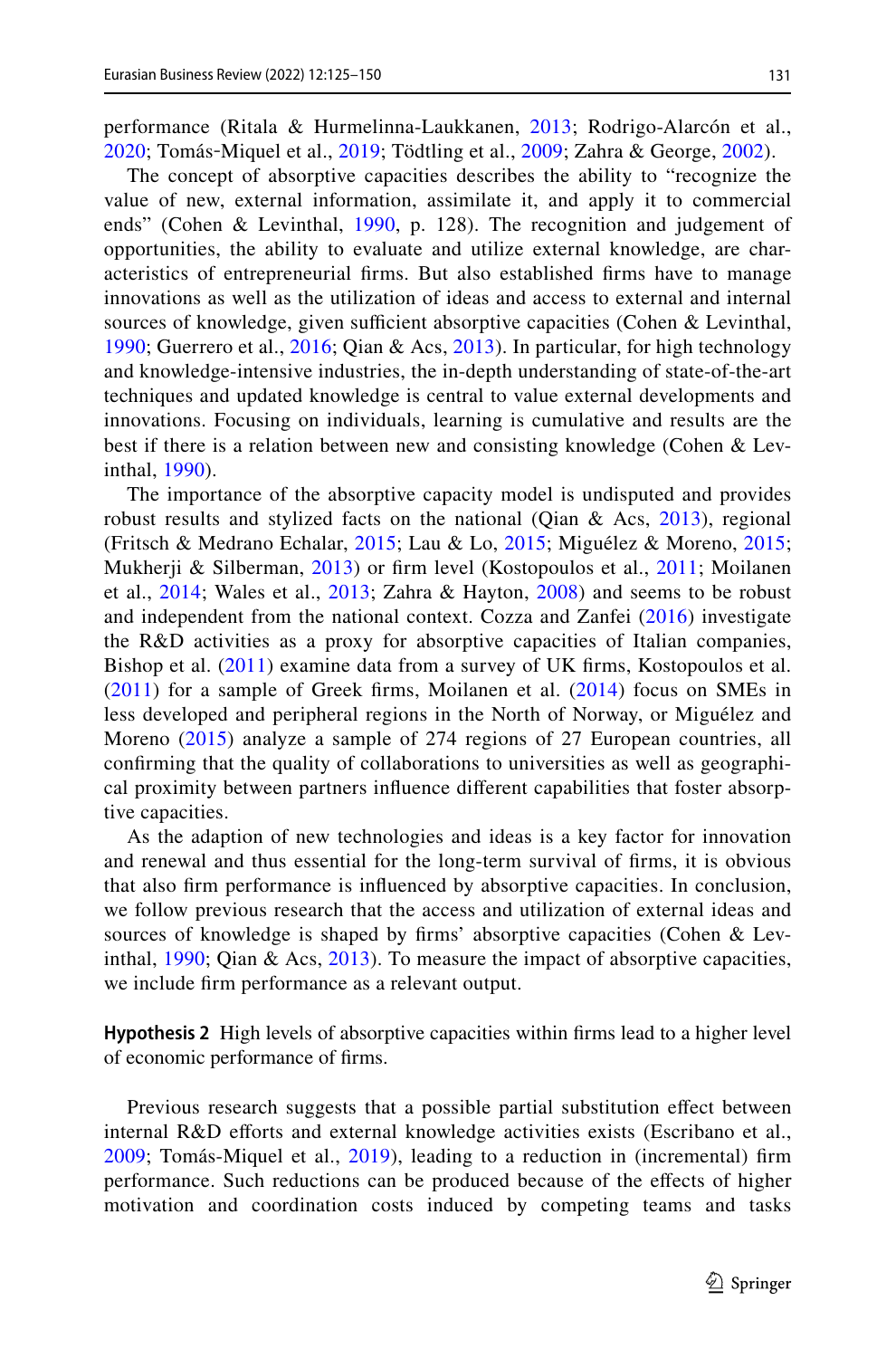performance (Ritala & Hurmelinna-Laukkanen, 2013; Rodrigo-Alarcón et al., 2020; Tomás-Miquel et al., 2019; Tödtling et al., 2009; Zahra & George, 2002).

The concept of absorptive capacities describes the ability to "recognize the value of new, external information, assimilate it, and apply it to commercial ends" (Cohen & Levinthal, 1990, p. 128). The recognition and judgement of opportunities, the ability to evaluate and utilize external knowledge, are characteristics of entrepreneurial firms. But also established firms have to manage innovations as well as the utilization of ideas and access to external and internal sources of knowledge, given sufficient absorptive capacities (Cohen & Levinthal, 1990; Guerrero et al., 2016; Qian & Acs, 2013). In particular, for high technology and knowledge-intensive industries, the in-depth understanding of state-of-the-art techniques and updated knowledge is central to value external developments and innovations. Focusing on individuals, learning is cumulative and results are the best if there is a relation between new and consisting knowledge (Cohen & Levinthal, 1990).

The importance of the absorptive capacity model is undisputed and provides robust results and stylized facts on the national (Qian & Acs, 2013), regional (Fritsch & Medrano Echalar, 2015; Lau & Lo, 2015; Miguélez & Moreno, 2015; Mukherji & Silberman, 2013) or firm level (Kostopoulos et al., 2011; Moilanen et al., 2014; Wales et al., 2013; Zahra & Hayton, 2008) and seems to be robust and independent from the national context. Cozza and Zanfei (2016) investigate the R&D activities as a proxy for absorptive capacities of Italian companies, Bishop et al. (2011) examine data from a survey of UK firms, Kostopoulos et al. (2011) for a sample of Greek firms, Moilanen et al. (2014) focus on SMEs in less developed and peripheral regions in the North of Norway, or Miguélez and Moreno (2015) analyze a sample of 274 regions of 27 European countries, all confirming that the quality of collaborations to universities as well as geographical proximity between partners influence different capabilities that foster absorptive capacities.

As the adaption of new technologies and ideas is a key factor for innovation and renewal and thus essential for the long-term survival of firms, it is obvious that also firm performance is influenced by absorptive capacities. In conclusion, we follow previous research that the access and utilization of external ideas and sources of knowledge is shaped by firms' absorptive capacities (Cohen & Levinthal, 1990; Qian & Acs, 2013). To measure the impact of absorptive capacities, we include firm performance as a relevant output.

**Hypothesis 2** High levels of absorptive capacities within firms lead to a higher level of economic performance of firms.

Previous research suggests that a possible partial substitution effect between internal R&D efforts and external knowledge activities exists (Escribano et al., 2009; Tomás-Miquel et al., 2019), leading to a reduction in (incremental) firm performance. Such reductions can be produced because of the effects of higher motivation and coordination costs induced by competing teams and tasks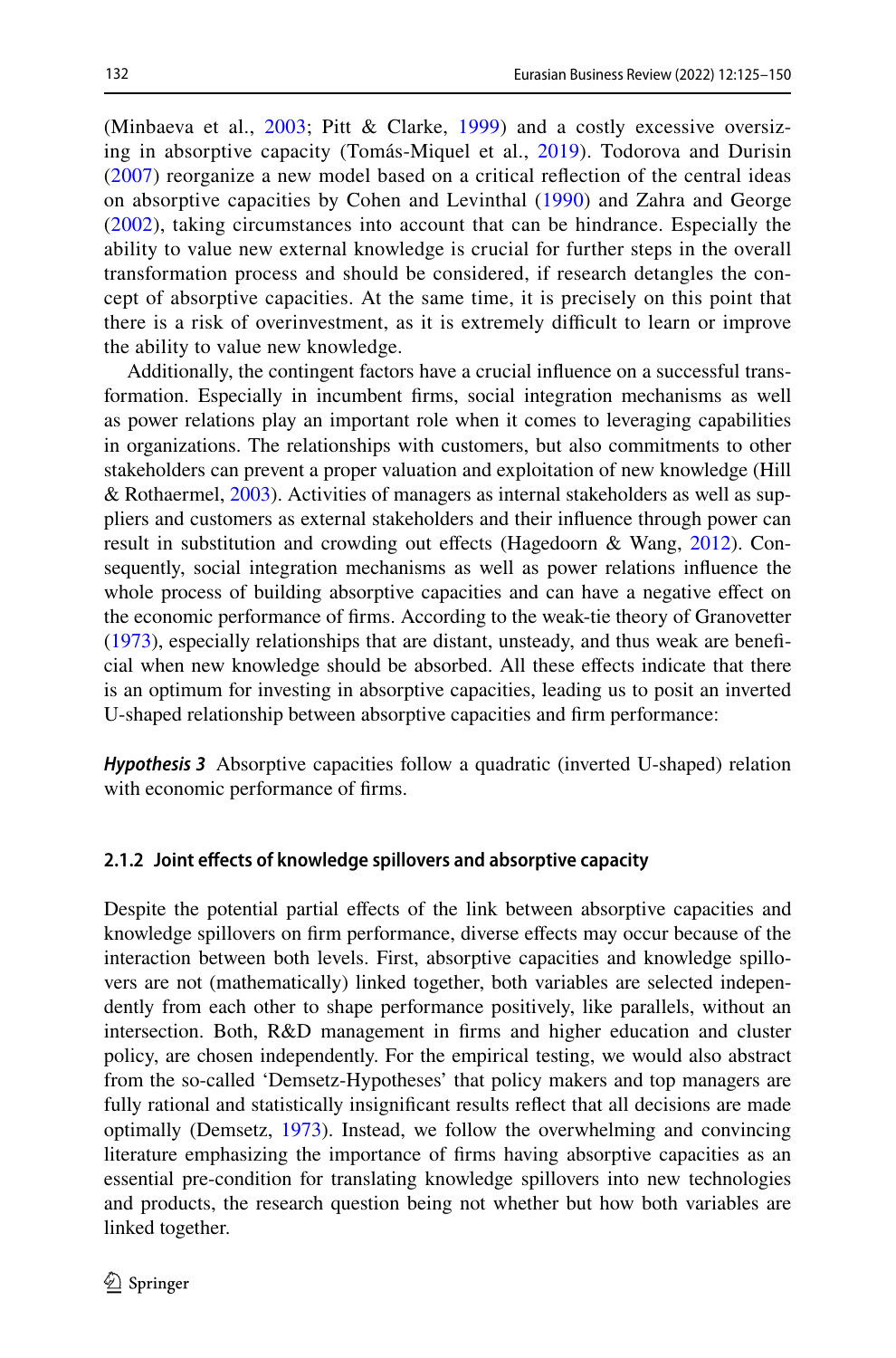(Minbaeva et al., 2003; Pitt & Clarke, 1999) and a costly excessive oversizing in absorptive capacity (Tomás-Miquel et al., 2019). Todorova and Durisin (2007) reorganize a new model based on a critical reflection of the central ideas on absorptive capacities by Cohen and Levinthal (1990) and Zahra and George (2002), taking circumstances into account that can be hindrance. Especially the ability to value new external knowledge is crucial for further steps in the overall transformation process and should be considered, if research detangles the concept of absorptive capacities. At the same time, it is precisely on this point that there is a risk of overinvestment, as it is extremely difficult to learn or improve the ability to value new knowledge.

Additionally, the contingent factors have a crucial influence on a successful transformation. Especially in incumbent firms, social integration mechanisms as well as power relations play an important role when it comes to leveraging capabilities in organizations. The relationships with customers, but also commitments to other stakeholders can prevent a proper valuation and exploitation of new knowledge (Hill & Rothaermel, 2003). Activities of managers as internal stakeholders as well as suppliers and customers as external stakeholders and their influence through power can result in substitution and crowding out effects (Hagedoorn & Wang, 2012). Consequently, social integration mechanisms as well as power relations influence the whole process of building absorptive capacities and can have a negative effect on the economic performance of firms. According to the weak-tie theory of Granovetter (1973), especially relationships that are distant, unsteady, and thus weak are beneficial when new knowledge should be absorbed. All these effects indicate that there is an optimum for investing in absorptive capacities, leading us to posit an inverted U-shaped relationship between absorptive capacities and firm performance:

***Hypothesis 3*** Absorptive capacities follow a quadratic (inverted U-shaped) relation with economic performance of firms.

### 2.1.2 Joint effects of knowledge spillovers and absorptive capacity

Despite the potential partial effects of the link between absorptive capacities and knowledge spillovers on firm performance, diverse effects may occur because of the interaction between both levels. First, absorptive capacities and knowledge spillovers are not (mathematically) linked together, both variables are selected independently from each other to shape performance positively, like parallels, without an intersection. Both, R&D management in firms and higher education and cluster policy, are chosen independently. For the empirical testing, we would also abstract from the so-called 'Demsetz-Hypotheses' that policy makers and top managers are fully rational and statistically insignificant results reflect that all decisions are made optimally (Demsetz, 1973). Instead, we follow the overwhelming and convincing literature emphasizing the importance of firms having absorptive capacities as an essential pre-condition for translating knowledge spillovers into new technologies and products, the research question being not whether but how both variables are linked together.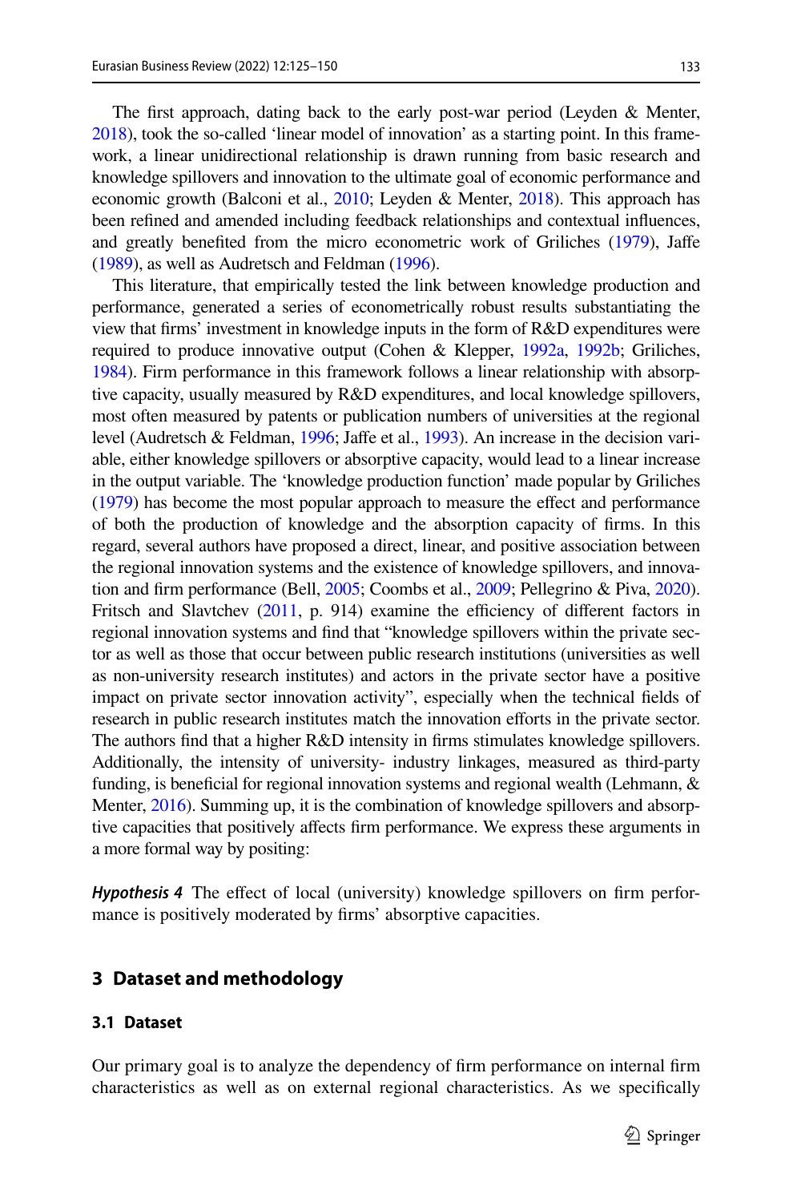The first approach, dating back to the early post-war period (Leyden & Menter, 2018), took the so-called 'linear model of innovation' as a starting point. In this framework, a linear unidirectional relationship is drawn running from basic research and knowledge spillovers and innovation to the ultimate goal of economic performance and economic growth (Balconi et al., 2010; Leyden & Menter, 2018). This approach has been refined and amended including feedback relationships and contextual influences, and greatly benefited from the micro econometric work of Griliches (1979), Jaffe (1989), as well as Audretsch and Feldman (1996).

This literature, that empirically tested the link between knowledge production and performance, generated a series of econometrically robust results substantiating the view that firms' investment in knowledge inputs in the form of R&D expenditures were required to produce innovative output (Cohen & Klepper, 1992a, 1992b; Griliches, 1984). Firm performance in this framework follows a linear relationship with absorptive capacity, usually measured by R&D expenditures, and local knowledge spillovers, most often measured by patents or publication numbers of universities at the regional level (Audretsch & Feldman, 1996; Jaffe et al., 1993). An increase in the decision variable, either knowledge spillovers or absorptive capacity, would lead to a linear increase in the output variable. The 'knowledge production function' made popular by Griliches (1979) has become the most popular approach to measure the effect and performance of both the production of knowledge and the absorption capacity of firms. In this regard, several authors have proposed a direct, linear, and positive association between the regional innovation systems and the existence of knowledge spillovers, and innovation and firm performance (Bell, 2005; Coombs et al., 2009; Pellegrino & Piva, 2020). Fritsch and Slavtchev (2011, p. 914) examine the efficiency of different factors in regional innovation systems and find that "knowledge spillovers within the private sector as well as those that occur between public research institutions (universities as well as non-university research institutes) and actors in the private sector have a positive impact on private sector innovation activity", especially when the technical fields of research in public research institutes match the innovation efforts in the private sector. The authors find that a higher R&D intensity in firms stimulates knowledge spillovers. Additionally, the intensity of university- industry linkages, measured as third-party funding, is beneficial for regional innovation systems and regional wealth (Lehmann, & Menter, 2016). Summing up, it is the combination of knowledge spillovers and absorptive capacities that positively affects firm performance. We express these arguments in a more formal way by positing:

***Hypothesis 4*** The effect of local (university) knowledge spillovers on firm performance is positively moderated by firms' absorptive capacities.

## 3 Dataset and methodology

### 3.1 Dataset

Our primary goal is to analyze the dependency of firm performance on internal firm characteristics as well as on external regional characteristics. As we specifically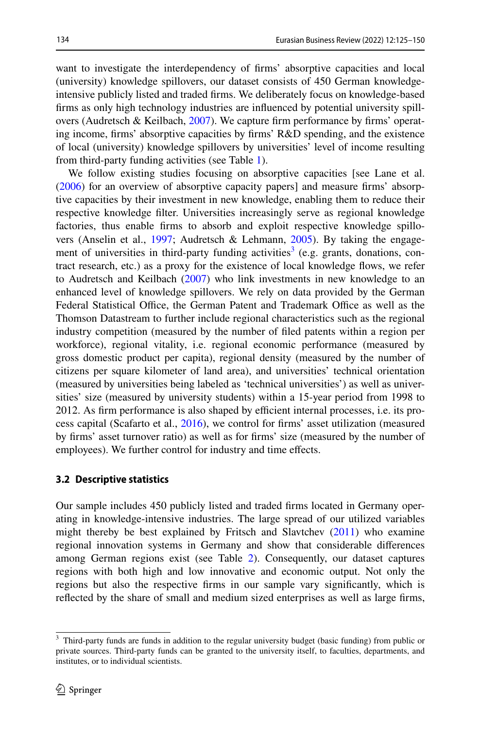want to investigate the interdependency of firms' absorptive capacities and local (university) knowledge spillovers, our dataset consists of 450 German knowledge-intensive publicly listed and traded firms. We deliberately focus on knowledge-based firms as only high technology industries are influenced by potential university spillovers (Audretsch & Keilbach, 2007). We capture firm performance by firms' operating income, firms' absorptive capacities by firms' R&D spending, and the existence of local (university) knowledge spillovers by universities' level of income resulting from third-party funding activities (see Table 1).

We follow existing studies focusing on absorptive capacities [see Lane et al. (2006) for an overview of absorptive capacity papers] and measure firms' absorptive capacities by their investment in new knowledge, enabling them to reduce their respective knowledge filter. Universities increasingly serve as regional knowledge factories, thus enable firms to absorb and exploit respective knowledge spillovers (Anselin et al., 1997; Audretsch & Lehmann, 2005). By taking the engagement of universities in third-party funding activities[3] (e.g. grants, donations, contract research, etc.) as a proxy for the existence of local knowledge flows, we refer to Audretsch and Keilbach (2007) who link investments in new knowledge to an enhanced level of knowledge spillovers. We rely on data provided by the German Federal Statistical Office, the German Patent and Trademark Office as well as the Thomson Datastream to further include regional characteristics such as the regional industry competition (measured by the number of filed patents within a region per workforce), regional vitality, i.e. regional economic performance (measured by gross domestic product per capita), regional density (measured by the number of citizens per square kilometer of land area), and universities' technical orientation (measured by universities being labeled as 'technical universities') as well as universities' size (measured by university students) within a 15-year period from 1998 to 2012. As firm performance is also shaped by efficient internal processes, i.e. its process capital (Scafarto et al., 2016), we control for firms' asset utilization (measured by firms' asset turnover ratio) as well as for firms' size (measured by the number of employees). We further control for industry and time effects.

### 3.2 Descriptive statistics

Our sample includes 450 publicly listed and traded firms located in Germany operating in knowledge-intensive industries. The large spread of our utilized variables might thereby be best explained by Fritsch and Slavtchev (2011) who examine regional innovation systems in Germany and show that considerable differences among German regions exist (see Table 2). Consequently, our dataset captures regions with both high and low innovative and economic output. Not only the regions but also the respective firms in our sample vary significantly, which is reflected by the share of small and medium sized enterprises as well as large firms,

[3] Third-party funds are funds in addition to the regular university budget (basic funding) from public or private sources. Third-party funds can be granted to the university itself, to faculties, departments, and institutes, or to individual scientists.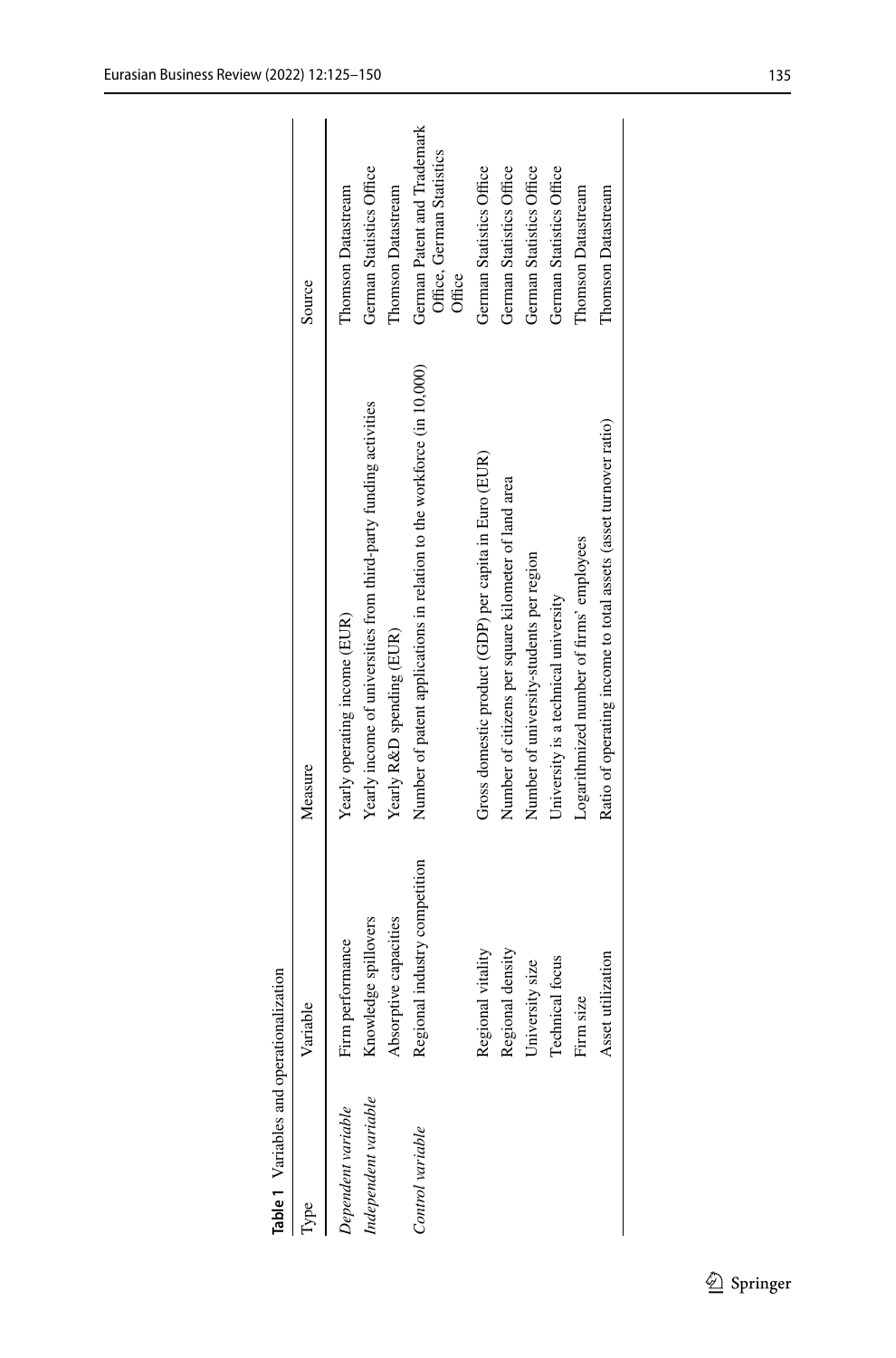**Table 1** Variables and operationalization

| Type | Variable | Measure | Source |
|---|---|---|---|
| *Dependent variable* | Firm performance | Yearly operating income (EUR) | Thomson Datastream |
| *Independent variable* | Knowledge spillovers | Yearly income of universities from third-party funding activities | German Statistics Office |
| | Absorptive capacities | Yearly R&D spending (EUR) | Thomson Datastream |
| *Control variable* | Regional industry competition | Number of patent applications in relation to the workforce (in 10,000) | German Patent and Trademark Office, German Statistics Office |
| | Regional vitality | Gross domestic product (GDP) per capita in Euro (EUR) | German Statistics Office |
| | Regional density | Number of citizens per square kilometer of land area | German Statistics Office |
| | University size | Number of university-students per region | German Statistics Office |
| | Technical focus | University is a technical university | German Statistics Office |
| | Firm size | Logarithmized number of firms' employees | Thomson Datastream |
| | Asset utilization | Ratio of operating income to total assets (asset turnover ratio) | Thomson Datastream |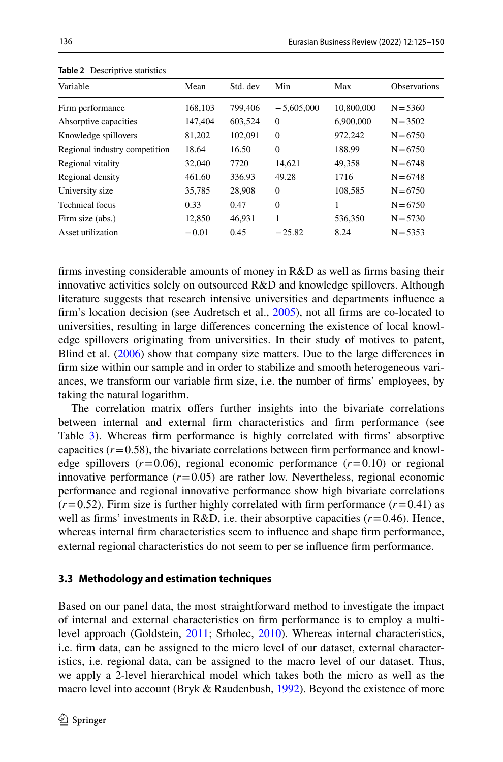**Table 2** Descriptive statistics

| Variable | Mean | Std. dev | Min | Max | Observations |
|---|---|---|---|---|---|
| Firm performance | 168,103 | 799,406 | −5,605,000 | 10,800,000 | N=5360 |
| Absorptive capacities | 147,404 | 603,524 | 0 | 6,900,000 | N=3502 |
| Knowledge spillovers | 81,202 | 102,091 | 0 | 972,242 | N=6750 |
| Regional industry competition | 18.64 | 16.50 | 0 | 188.99 | N=6750 |
| Regional vitality | 32,040 | 7720 | 14,621 | 49,358 | N=6748 |
| Regional density | 461.60 | 336.93 | 49.28 | 1716 | N=6748 |
| University size | 35,785 | 28,908 | 0 | 108,585 | N=6750 |
| Technical focus | 0.33 | 0.47 | 0 | 1 | N=6750 |
| Firm size (abs.) | 12,850 | 46,931 | 1 | 536,350 | N=5730 |
| Asset utilization | −0.01 | 0.45 | −25.82 | 8.24 | N=5353 |

firms investing considerable amounts of money in R&D as well as firms basing their innovative activities solely on outsourced R&D and knowledge spillovers. Although literature suggests that research intensive universities and departments influence a firm's location decision (see Audretsch et al., 2005), not all firms are co-located to universities, resulting in large differences concerning the existence of local knowledge spillovers originating from universities. In their study of motives to patent, Blind et al. (2006) show that company size matters. Due to the large differences in firm size within our sample and in order to stabilize and smooth heterogeneous variances, we transform our variable firm size, i.e. the number of firms' employees, by taking the natural logarithm.

The correlation matrix offers further insights into the bivariate correlations between internal and external firm characteristics and firm performance (see Table 3). Whereas firm performance is highly correlated with firms' absorptive capacities ($r=0.58$), the bivariate correlations between firm performance and knowledge spillovers ($r=0.06$), regional economic performance ($r=0.10$) or regional innovative performance ($r=0.05$) are rather low. Nevertheless, regional economic performance and regional innovative performance show high bivariate correlations ($r=0.52$). Firm size is further highly correlated with firm performance ($r=0.41$) as well as firms' investments in R&D, i.e. their absorptive capacities ($r=0.46$). Hence, whereas internal firm characteristics seem to influence and shape firm performance, external regional characteristics do not seem to per se influence firm performance.

### 3.3 Methodology and estimation techniques

Based on our panel data, the most straightforward method to investigate the impact of internal and external characteristics on firm performance is to employ a multilevel approach (Goldstein, 2011; Srholec, 2010). Whereas internal characteristics, i.e. firm data, can be assigned to the micro level of our dataset, external characteristics, i.e. regional data, can be assigned to the macro level of our dataset. Thus, we apply a 2-level hierarchical model which takes both the micro as well as the macro level into account (Bryk & Raudenbush, 1992). Beyond the existence of more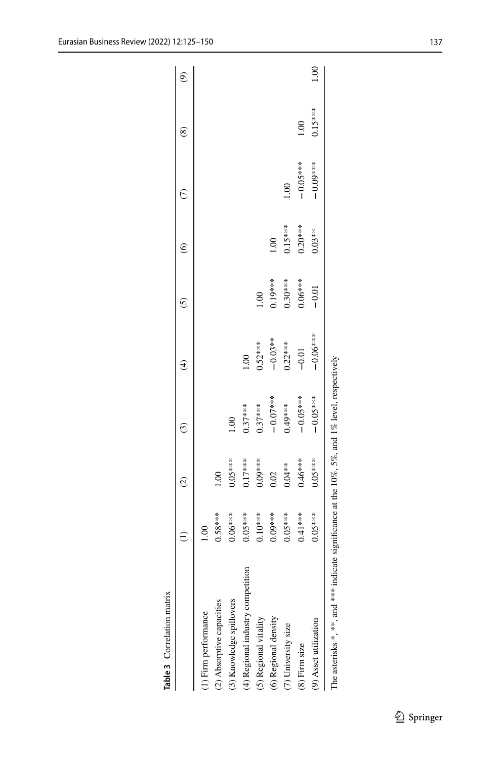**Table 3** Correlation matrix

| | (1) | (2) | (3) | (4) | (5) | (6) | (7) | (8) | (9) |
|---|---|---|---|---|---|---|---|---|---|
| (1) Firm performance | 1.00 | | | | | | | | |
| (2) Absorptive capacities | 0.58*** | 1.00 | | | | | | | |
| (3) Knowledge spillovers | 0.06*** | 0.05*** | 1.00 | | | | | | |
| (4) Regional industry competition | 0.05*** | 0.17*** | 0.37*** | 1.00 | | | | | |
| (5) Regional vitality | 0.10*** | 0.09*** | 0.37*** | 0.52*** | 1.00 | | | | |
| (6) Regional density | 0.09*** | 0.02 | −0.07*** | −0.03** | 0.19*** | 1.00 | | | |
| (7) University size | 0.05*** | 0.04** | 0.49*** | 0.22*** | 0.30*** | 0.15*** | 1.00 | | |
| (8) Firm size | 0.41*** | 0.46*** | −0.05*** | −0.01 | 0.06*** | 0.20*** | −0.05*** | 1.00 | |
| (9) Asset utilization | 0.05*** | 0.05*** | −0.05*** | −0.06*** | −0.01 | 0.03** | −0.09*** | 0.15*** | 1.00 |

The asterisks *, **, and *** indicate significance at the 10%, 5%, and 1% level, respectively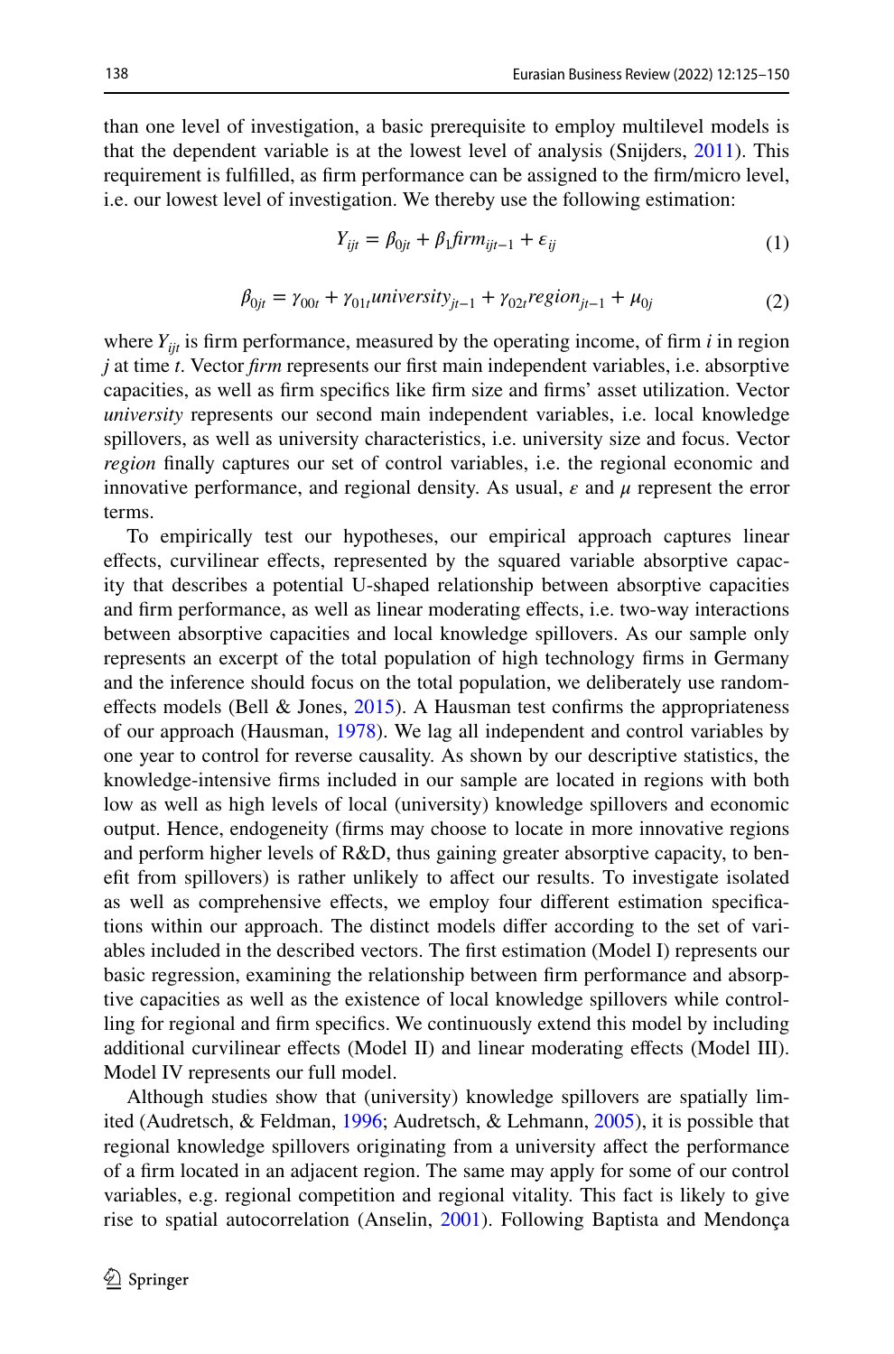than one level of investigation, a basic prerequisite to employ multilevel models is that the dependent variable is at the lowest level of analysis (Snijders, 2011). This requirement is fulfilled, as firm performance can be assigned to the firm/micro level, i.e. our lowest level of investigation. We thereby use the following estimation:

$$Y_{ijt} = \beta_{0jt} + \beta_1 firm_{ijt-1} + \varepsilon_{ij} \tag{1}$$

$$\beta_{0jt} = \gamma_{00t} + \gamma_{01t} university_{jt-1} + \gamma_{02t} region_{jt-1} + \mu_{0j} \tag{2}$$

where $Y_{ijt}$ is firm performance, measured by the operating income, of firm $i$ in region $j$ at time $t$. Vector *firm* represents our first main independent variables, i.e. absorptive capacities, as well as firm specifics like firm size and firms' asset utilization. Vector *university* represents our second main independent variables, i.e. local knowledge spillovers, as well as university characteristics, i.e. university size and focus. Vector *region* finally captures our set of control variables, i.e. the regional economic and innovative performance, and regional density. As usual, $\varepsilon$ and $\mu$ represent the error terms.

To empirically test our hypotheses, our empirical approach captures linear effects, curvilinear effects, represented by the squared variable absorptive capacity that describes a potential U-shaped relationship between absorptive capacities and firm performance, as well as linear moderating effects, i.e. two-way interactions between absorptive capacities and local knowledge spillovers. As our sample only represents an excerpt of the total population of high technology firms in Germany and the inference should focus on the total population, we deliberately use random-effects models (Bell & Jones, 2015). A Hausman test confirms the appropriateness of our approach (Hausman, 1978). We lag all independent and control variables by one year to control for reverse causality. As shown by our descriptive statistics, the knowledge-intensive firms included in our sample are located in regions with both low as well as high levels of local (university) knowledge spillovers and economic output. Hence, endogeneity (firms may choose to locate in more innovative regions and perform higher levels of R&D, thus gaining greater absorptive capacity, to benefit from spillovers) is rather unlikely to affect our results. To investigate isolated as well as comprehensive effects, we employ four different estimation specifications within our approach. The distinct models differ according to the set of variables included in the described vectors. The first estimation (Model I) represents our basic regression, examining the relationship between firm performance and absorptive capacities as well as the existence of local knowledge spillovers while controlling for regional and firm specifics. We continuously extend this model by including additional curvilinear effects (Model II) and linear moderating effects (Model III). Model IV represents our full model.

Although studies show that (university) knowledge spillovers are spatially limited (Audretsch, & Feldman, 1996; Audretsch, & Lehmann, 2005), it is possible that regional knowledge spillovers originating from a university affect the performance of a firm located in an adjacent region. The same may apply for some of our control variables, e.g. regional competition and regional vitality. This fact is likely to give rise to spatial autocorrelation (Anselin, 2001). Following Baptista and Mendonça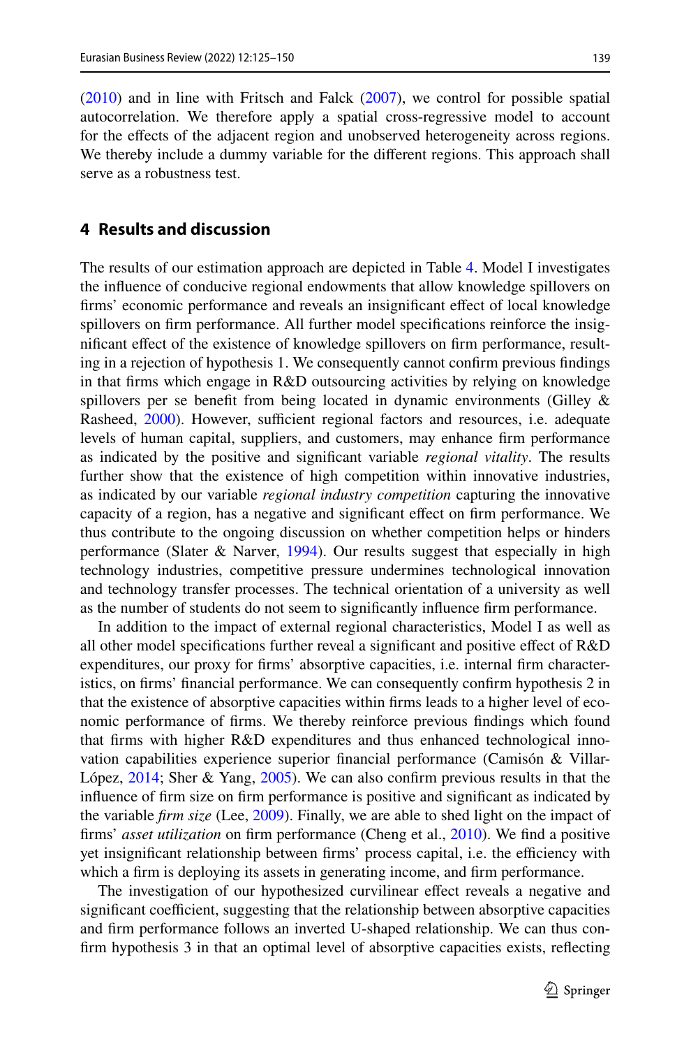(2010) and in line with Fritsch and Falck (2007), we control for possible spatial autocorrelation. We therefore apply a spatial cross-regressive model to account for the effects of the adjacent region and unobserved heterogeneity across regions. We thereby include a dummy variable for the different regions. This approach shall serve as a robustness test.

## 4 Results and discussion

The results of our estimation approach are depicted in Table 4. Model I investigates the influence of conducive regional endowments that allow knowledge spillovers on firms' economic performance and reveals an insignificant effect of local knowledge spillovers on firm performance. All further model specifications reinforce the insignificant effect of the existence of knowledge spillovers on firm performance, resulting in a rejection of hypothesis 1. We consequently cannot confirm previous findings in that firms which engage in R&D outsourcing activities by relying on knowledge spillovers per se benefit from being located in dynamic environments (Gilley & Rasheed, 2000). However, sufficient regional factors and resources, i.e. adequate levels of human capital, suppliers, and customers, may enhance firm performance as indicated by the positive and significant variable *regional vitality*. The results further show that the existence of high competition within innovative industries, as indicated by our variable *regional industry competition* capturing the innovative capacity of a region, has a negative and significant effect on firm performance. We thus contribute to the ongoing discussion on whether competition helps or hinders performance (Slater & Narver, 1994). Our results suggest that especially in high technology industries, competitive pressure undermines technological innovation and technology transfer processes. The technical orientation of a university as well as the number of students do not seem to significantly influence firm performance.

In addition to the impact of external regional characteristics, Model I as well as all other model specifications further reveal a significant and positive effect of R&D expenditures, our proxy for firms' absorptive capacities, i.e. internal firm characteristics, on firms' financial performance. We can consequently confirm hypothesis 2 in that the existence of absorptive capacities within firms leads to a higher level of economic performance of firms. We thereby reinforce previous findings which found that firms with higher R&D expenditures and thus enhanced technological innovation capabilities experience superior financial performance (Camisón & Villar-López, 2014; Sher & Yang, 2005). We can also confirm previous results in that the influence of firm size on firm performance is positive and significant as indicated by the variable *firm size* (Lee, 2009). Finally, we are able to shed light on the impact of firms' *asset utilization* on firm performance (Cheng et al., 2010). We find a positive yet insignificant relationship between firms' process capital, i.e. the efficiency with which a firm is deploying its assets in generating income, and firm performance.

The investigation of our hypothesized curvilinear effect reveals a negative and significant coefficient, suggesting that the relationship between absorptive capacities and firm performance follows an inverted U-shaped relationship. We can thus confirm hypothesis 3 in that an optimal level of absorptive capacities exists, reflecting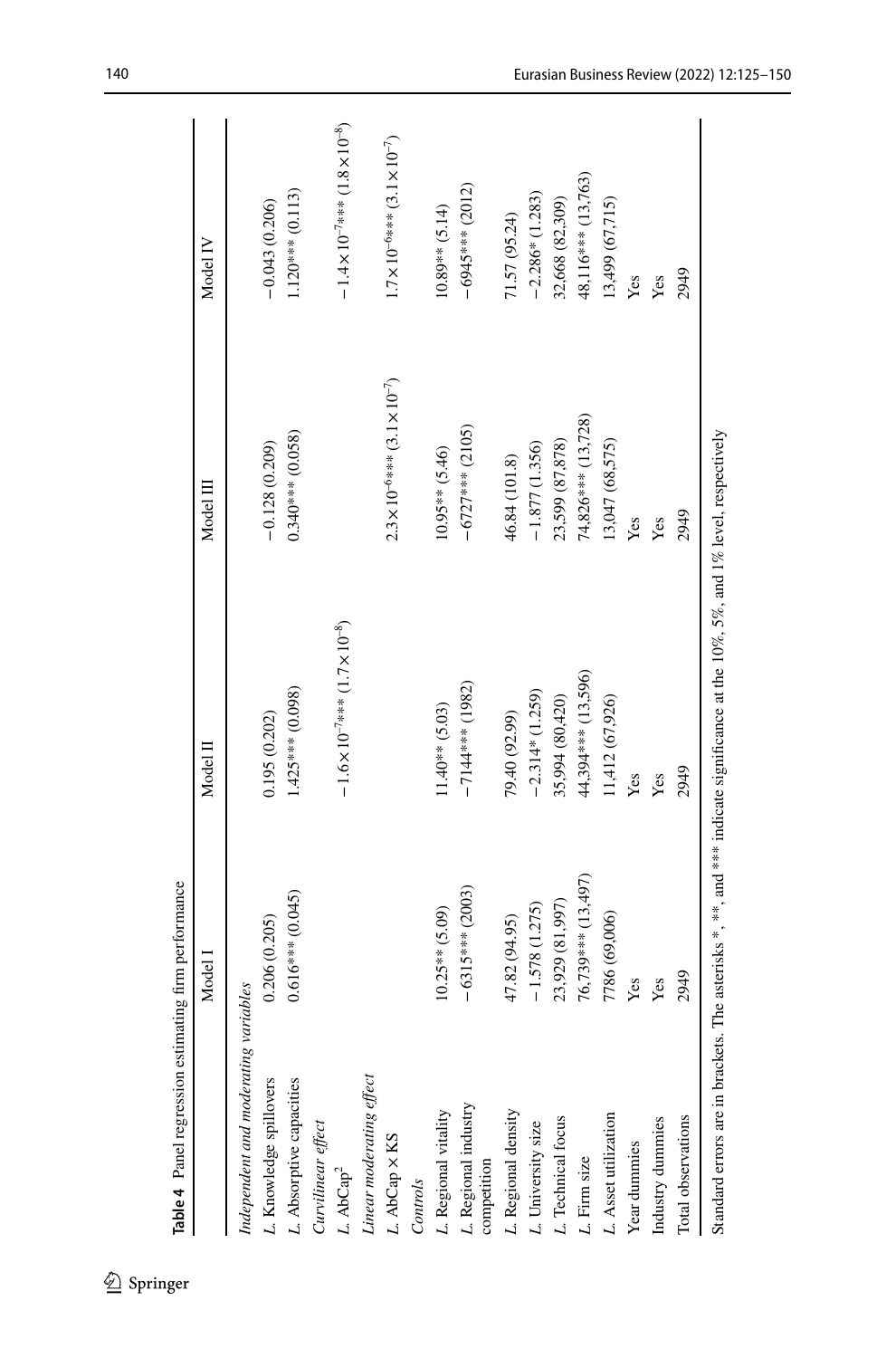**Table 4** Panel regression estimating firm performance

| | Model I | Model II | Model III | Model IV |
|---|---|---|---|---|
| *Independent and moderating variables* | | | | |
| *L.* Knowledge spillovers | 0.206 (0.205) | 0.195 (0.202) | −0.128 (0.209) | −0.043 (0.206) |
| *L.* Absorptive capacities | 0.616*** (0.045) | 1.425*** (0.098) | 0.340*** (0.058) | 1.120*** (0.113) |
| *Curvilinear effect* | | | | |
| *L.* $\text{AbCap}^2$ | | $-1.6\times10^{-7}$*** $(1.7\times10^{-8})$ | | $-1.4\times10^{-7}$*** $(1.8\times10^{-8})$ |
| *Linear moderating effect* | | | | |
| *L.* AbCap × KS | | | $2.3\times10^{-6}$*** $(3.1\times10^{-7})$ | $1.7\times10^{-6}$*** $(3.1\times10^{-7})$ |
| *Controls* | | | | |
| *L.* Regional vitality | 10.25** (5.09) | 11.40** (5.03) | 10.95** (5.46) | 10.89** (5.14) |
| *L.* Regional industry competition | −6315*** (2003) | −7144*** (1982) | −6727*** (2105) | −6945*** (2012) |
| *L.* Regional density | 47.82 (94.95) | 79.40 (92.99) | 46.84 (101.8) | 71.57 (95.24) |
| *L.* University size | −1.578 (1.275) | −2.314* (1.259) | −1.877 (1.356) | −2.286* (1.283) |
| *L.* Technical focus | 23,929 (81,997) | 35,994 (80,420) | 23,599 (87,878) | 32,668 (82,309) |
| *L.* Firm size | 76,739*** (13,497) | 44,394*** (13,596) | 74,826*** (13,728) | 48,116*** (13,763) |
| *L.* Asset utilization | 7786 (69,006) | 11,412 (67,926) | 13,047 (68,575) | 13,499 (67,715) |
| Year dummies | Yes | Yes | Yes | Yes |
| Industry dummies | Yes | Yes | Yes | Yes |
| Total observations | 2949 | 2949 | 2949 | 2949 |

Standard errors are in brackets. The asterisks *, **, and *** indicate significance at the 10%, 5%, and 1% level, respectively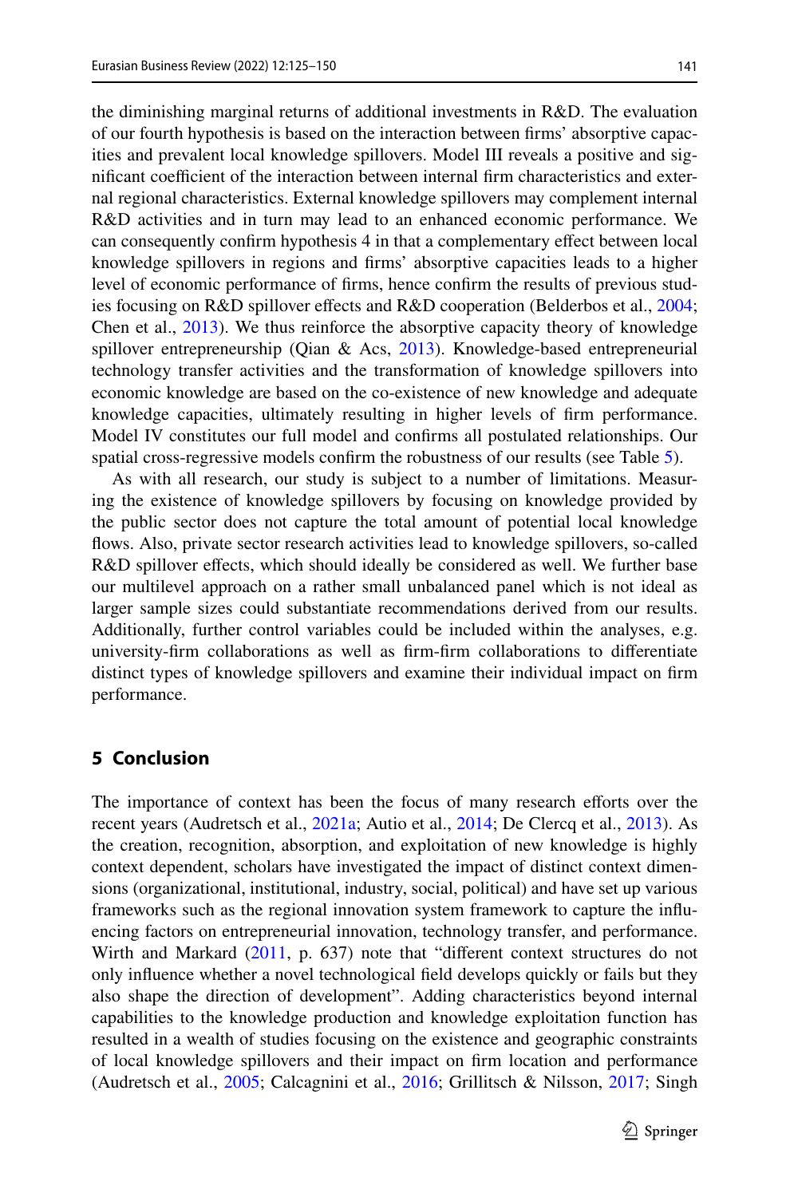the diminishing marginal returns of additional investments in R&D. The evaluation of our fourth hypothesis is based on the interaction between firms' absorptive capacities and prevalent local knowledge spillovers. Model III reveals a positive and significant coefficient of the interaction between internal firm characteristics and external regional characteristics. External knowledge spillovers may complement internal R&D activities and in turn may lead to an enhanced economic performance. We can consequently confirm hypothesis 4 in that a complementary effect between local knowledge spillovers in regions and firms' absorptive capacities leads to a higher level of economic performance of firms, hence confirm the results of previous studies focusing on R&D spillover effects and R&D cooperation (Belderbos et al., 2004; Chen et al., 2013). We thus reinforce the absorptive capacity theory of knowledge spillover entrepreneurship (Qian & Acs, 2013). Knowledge-based entrepreneurial technology transfer activities and the transformation of knowledge spillovers into economic knowledge are based on the co-existence of new knowledge and adequate knowledge capacities, ultimately resulting in higher levels of firm performance. Model IV constitutes our full model and confirms all postulated relationships. Our spatial cross-regressive models confirm the robustness of our results (see Table 5).

As with all research, our study is subject to a number of limitations. Measuring the existence of knowledge spillovers by focusing on knowledge provided by the public sector does not capture the total amount of potential local knowledge flows. Also, private sector research activities lead to knowledge spillovers, so-called R&D spillover effects, which should ideally be considered as well. We further base our multilevel approach on a rather small unbalanced panel which is not ideal as larger sample sizes could substantiate recommendations derived from our results. Additionally, further control variables could be included within the analyses, e.g. university-firm collaborations as well as firm-firm collaborations to differentiate distinct types of knowledge spillovers and examine their individual impact on firm performance.

## 5 Conclusion

The importance of context has been the focus of many research efforts over the recent years (Audretsch et al., 2021a; Autio et al., 2014; De Clercq et al., 2013). As the creation, recognition, absorption, and exploitation of new knowledge is highly context dependent, scholars have investigated the impact of distinct context dimensions (organizational, institutional, industry, social, political) and have set up various frameworks such as the regional innovation system framework to capture the influencing factors on entrepreneurial innovation, technology transfer, and performance. Wirth and Markard (2011, p. 637) note that "different context structures do not only influence whether a novel technological field develops quickly or fails but they also shape the direction of development". Adding characteristics beyond internal capabilities to the knowledge production and knowledge exploitation function has resulted in a wealth of studies focusing on the existence and geographic constraints of local knowledge spillovers and their impact on firm location and performance (Audretsch et al., 2005; Calcagnini et al., 2016; Grillitsch & Nilsson, 2017; Singh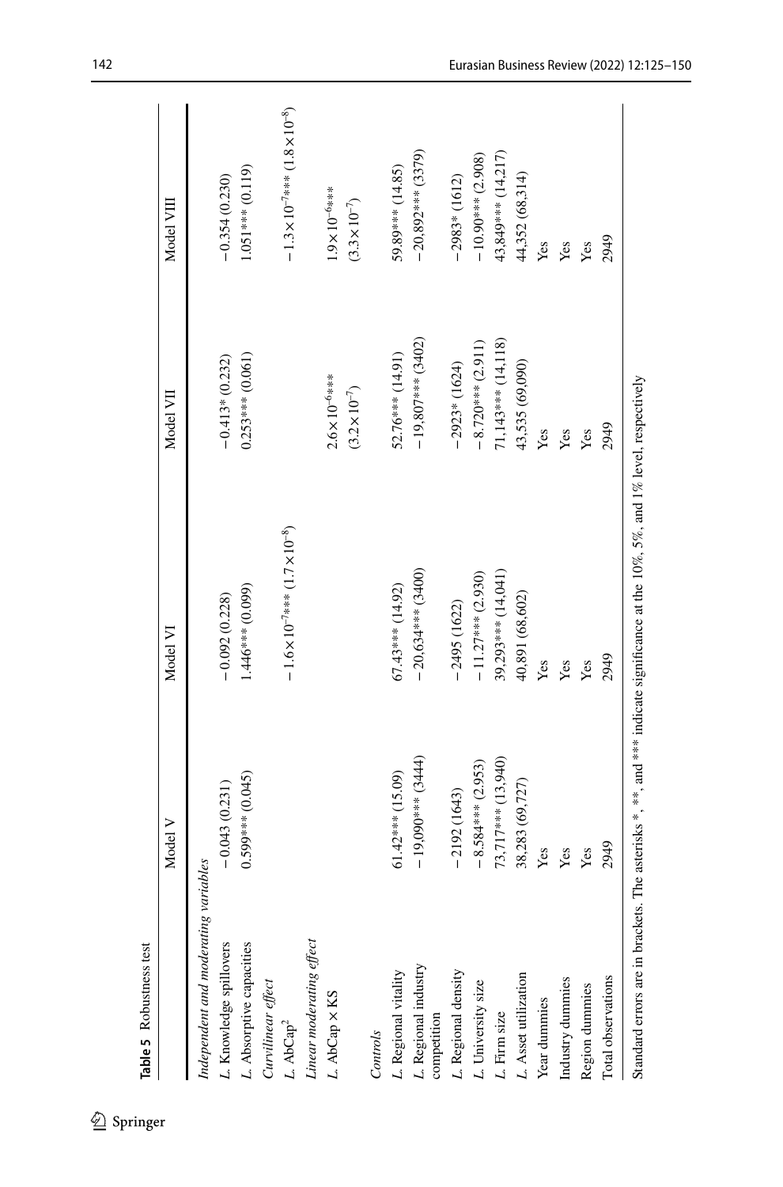**Table 5** Robustness test

| | Model V | Model VI | Model VII | Model VIII |
|---|---|---|---|---|
| *Independent and moderating variables* | | | | |
| *L.* Knowledge spillovers | −0.043 (0.231) | −0.092 (0.228) | −0.413* (0.232) | −0.354 (0.230) |
| *L.* Absorptive capacities | 0.599*** (0.045) | 1.446*** (0.099) | 0.253*** (0.061) | 1.051*** (0.119) |
| *Curvilinear effect* | | | | |
| *L.* $AbCap^2$ | | $-1.6\times10^{-7}$*** $(1.7\times10^{-8})$ | | $-1.3\times10^{-7}$*** $(1.8\times10^{-8})$ |
| *Linear moderating effect* | | | | |
| *L.* AbCap × KS | | | $2.6\times10^{-6}$*** $(3.2\times10^{-7})$ | $1.9\times10^{-6}$*** $(3.3\times10^{-7})$ |
| *Controls* | | | | |
| *L.* Regional vitality | 61.42*** (15.09) | 67.43*** (14.92) | 52.76*** (14.91) | 59.89*** (14.85) |
| *L.* Regional industry competition | −19,090*** (3444) | −20,634*** (3400) | −19,807*** (3402) | −20,892*** (3379) |
| *L.* Regional density | −2192 (1643) | −2495 (1622) | −2923* (1624) | −2983* (1612) |
| *L.* University size | −8.584*** (2.953) | −11.27*** (2.930) | −8.720*** (2.911) | −10.90*** (2.908) |
| *L.* Firm size | 73,717*** (13,940) | 39,293*** (14,041) | 71,143*** (14,118) | 43,849*** (14,217) |
| *L.* Asset utilization | 38,283 (69,727) | 40,891 (68,602) | 43,535 (69,090) | 44,352 (68,314) |
| Year dummies | Yes | Yes | Yes | Yes |
| Industry dummies | Yes | Yes | Yes | Yes |
| Region dummies | Yes | Yes | Yes | Yes |
| Total observations | 2949 | 2949 | 2949 | 2949 |

Standard errors are in brackets. The asterisks *, **, and *** indicate significance at the 10%, 5%, and 1% level, respectively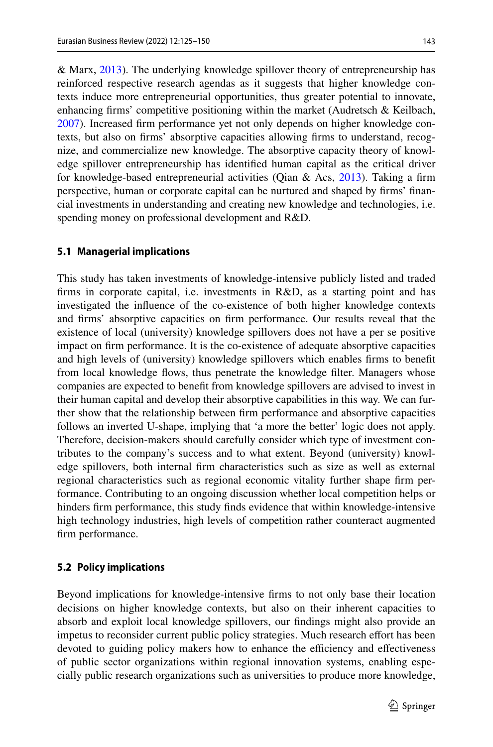& Marx, 2013). The underlying knowledge spillover theory of entrepreneurship has reinforced respective research agendas as it suggests that higher knowledge contexts induce more entrepreneurial opportunities, thus greater potential to innovate, enhancing firms' competitive positioning within the market (Audretsch & Keilbach, 2007). Increased firm performance yet not only depends on higher knowledge contexts, but also on firms' absorptive capacities allowing firms to understand, recognize, and commercialize new knowledge. The absorptive capacity theory of knowledge spillover entrepreneurship has identified human capital as the critical driver for knowledge-based entrepreneurial activities (Qian & Acs, 2013). Taking a firm perspective, human or corporate capital can be nurtured and shaped by firms' financial investments in understanding and creating new knowledge and technologies, i.e. spending money on professional development and R&D.

### 5.1 Managerial implications

This study has taken investments of knowledge-intensive publicly listed and traded firms in corporate capital, i.e. investments in R&D, as a starting point and has investigated the influence of the co-existence of both higher knowledge contexts and firms' absorptive capacities on firm performance. Our results reveal that the existence of local (university) knowledge spillovers does not have a per se positive impact on firm performance. It is the co-existence of adequate absorptive capacities and high levels of (university) knowledge spillovers which enables firms to benefit from local knowledge flows, thus penetrate the knowledge filter. Managers whose companies are expected to benefit from knowledge spillovers are advised to invest in their human capital and develop their absorptive capabilities in this way. We can further show that the relationship between firm performance and absorptive capacities follows an inverted U-shape, implying that 'a more the better' logic does not apply. Therefore, decision-makers should carefully consider which type of investment contributes to the company's success and to what extent. Beyond (university) knowledge spillovers, both internal firm characteristics such as size as well as external regional characteristics such as regional economic vitality further shape firm performance. Contributing to an ongoing discussion whether local competition helps or hinders firm performance, this study finds evidence that within knowledge-intensive high technology industries, high levels of competition rather counteract augmented firm performance.

### 5.2 Policy implications

Beyond implications for knowledge-intensive firms to not only base their location decisions on higher knowledge contexts, but also on their inherent capacities to absorb and exploit local knowledge spillovers, our findings might also provide an impetus to reconsider current public policy strategies. Much research effort has been devoted to guiding policy makers how to enhance the efficiency and effectiveness of public sector organizations within regional innovation systems, enabling especially public research organizations such as universities to produce more knowledge,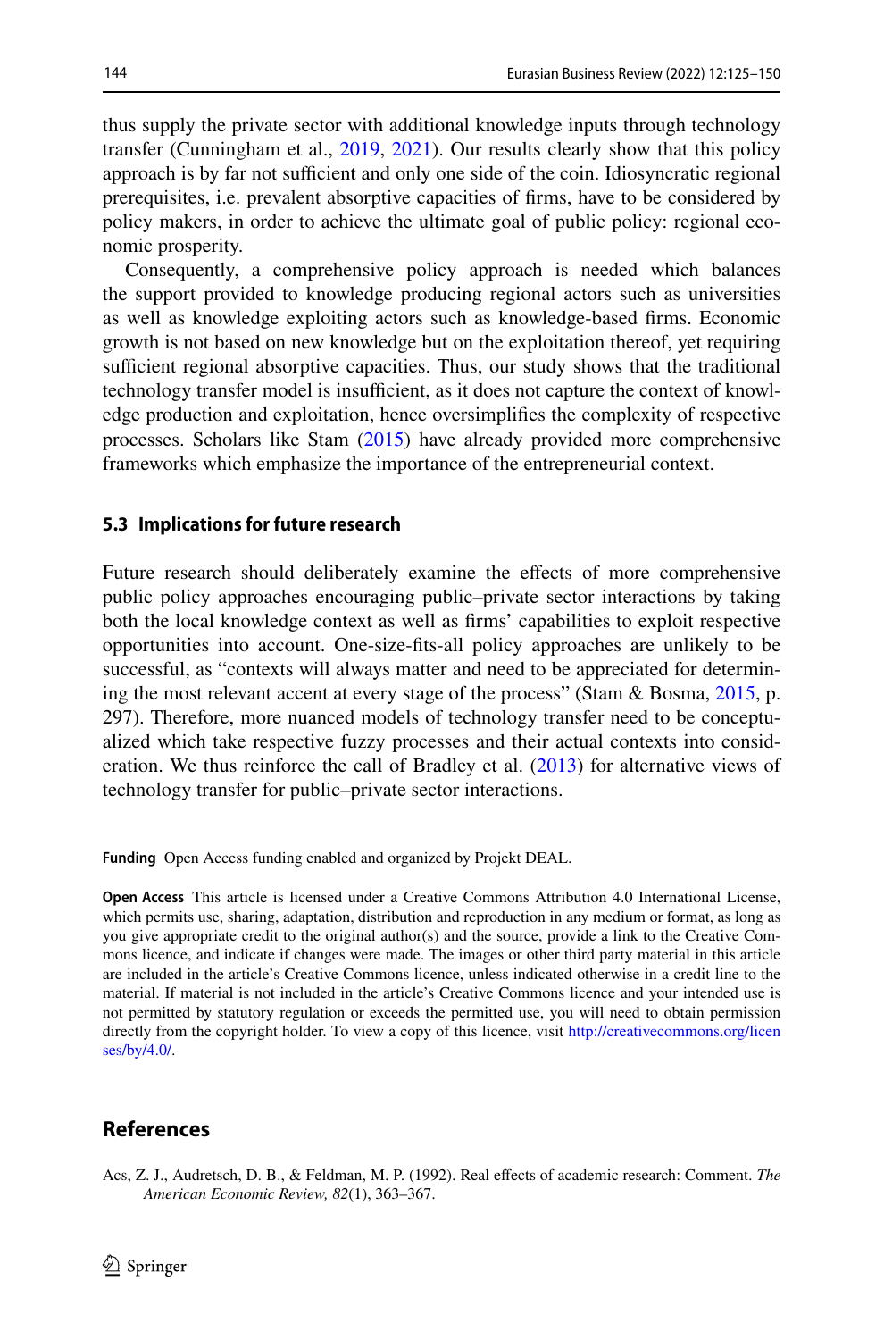thus supply the private sector with additional knowledge inputs through technology transfer (Cunningham et al., 2019, 2021). Our results clearly show that this policy approach is by far not sufficient and only one side of the coin. Idiosyncratic regional prerequisites, i.e. prevalent absorptive capacities of firms, have to be considered by policy makers, in order to achieve the ultimate goal of public policy: regional economic prosperity.

Consequently, a comprehensive policy approach is needed which balances the support provided to knowledge producing regional actors such as universities as well as knowledge exploiting actors such as knowledge-based firms. Economic growth is not based on new knowledge but on the exploitation thereof, yet requiring sufficient regional absorptive capacities. Thus, our study shows that the traditional technology transfer model is insufficient, as it does not capture the context of knowledge production and exploitation, hence oversimplifies the complexity of respective processes. Scholars like Stam (2015) have already provided more comprehensive frameworks which emphasize the importance of the entrepreneurial context.

### 5.3 Implications for future research

Future research should deliberately examine the effects of more comprehensive public policy approaches encouraging public–private sector interactions by taking both the local knowledge context as well as firms' capabilities to exploit respective opportunities into account. One-size-fits-all policy approaches are unlikely to be successful, as "contexts will always matter and need to be appreciated for determining the most relevant accent at every stage of the process" (Stam & Bosma, 2015, p. 297). Therefore, more nuanced models of technology transfer need to be conceptualized which take respective fuzzy processes and their actual contexts into consideration. We thus reinforce the call of Bradley et al. (2013) for alternative views of technology transfer for public–private sector interactions.

**Funding** Open Access funding enabled and organized by Projekt DEAL.

**Open Access** This article is licensed under a Creative Commons Attribution 4.0 International License, which permits use, sharing, adaptation, distribution and reproduction in any medium or format, as long as you give appropriate credit to the original author(s) and the source, provide a link to the Creative Commons licence, and indicate if changes were made. The images or other third party material in this article are included in the article's Creative Commons licence, unless indicated otherwise in a credit line to the material. If material is not included in the article's Creative Commons licence and your intended use is not permitted by statutory regulation or exceeds the permitted use, you will need to obtain permission directly from the copyright holder. To view a copy of this licence, visit http://creativecommons.org/licenses/by/4.0/.

## References

Acs, Z. J., Audretsch, D. B., & Feldman, M. P. (1992). Real effects of academic research: Comment. *The American Economic Review, 82*(1), 363–367.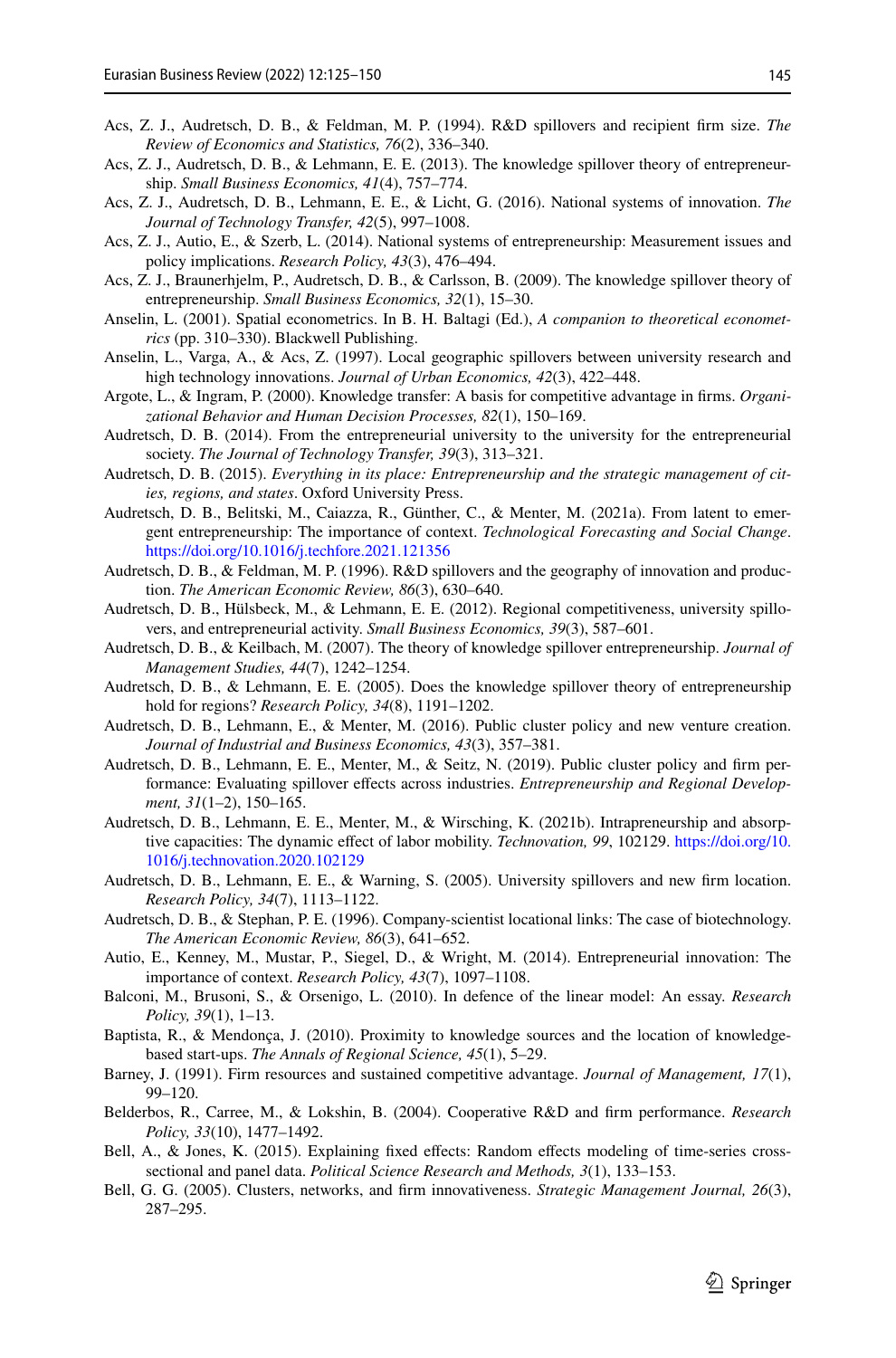Acs, Z. J., Audretsch, D. B., & Feldman, M. P. (1994). R&D spillovers and recipient firm size. *The Review of Economics and Statistics, 76*(2), 336–340.

Acs, Z. J., Audretsch, D. B., & Lehmann, E. E. (2013). The knowledge spillover theory of entrepreneurship. *Small Business Economics, 41*(4), 757–774.

Acs, Z. J., Audretsch, D. B., Lehmann, E. E., & Licht, G. (2016). National systems of innovation. *The Journal of Technology Transfer, 42*(5), 997–1008.

Acs, Z. J., Autio, E., & Szerb, L. (2014). National systems of entrepreneurship: Measurement issues and policy implications. *Research Policy, 43*(3), 476–494.

Acs, Z. J., Braunerhjelm, P., Audretsch, D. B., & Carlsson, B. (2009). The knowledge spillover theory of entrepreneurship. *Small Business Economics, 32*(1), 15–30.

Anselin, L. (2001). Spatial econometrics. In B. H. Baltagi (Ed.), *A companion to theoretical econometrics* (pp. 310–330). Blackwell Publishing.

Anselin, L., Varga, A., & Acs, Z. (1997). Local geographic spillovers between university research and high technology innovations. *Journal of Urban Economics, 42*(3), 422–448.

Argote, L., & Ingram, P. (2000). Knowledge transfer: A basis for competitive advantage in firms. *Organizational Behavior and Human Decision Processes, 82*(1), 150–169.

Audretsch, D. B. (2014). From the entrepreneurial university to the university for the entrepreneurial society. *The Journal of Technology Transfer, 39*(3), 313–321.

Audretsch, D. B. (2015). *Everything in its place: Entrepreneurship and the strategic management of cities, regions, and states*. Oxford University Press.

Audretsch, D. B., Belitski, M., Caiazza, R., Günther, C., & Menter, M. (2021a). From latent to emergent entrepreneurship: The importance of context. *Technological Forecasting and Social Change*. https://doi.org/10.1016/j.techfore.2021.121356

Audretsch, D. B., & Feldman, M. P. (1996). R&D spillovers and the geography of innovation and production. *The American Economic Review, 86*(3), 630–640.

Audretsch, D. B., Hülsbeck, M., & Lehmann, E. E. (2012). Regional competitiveness, university spillovers, and entrepreneurial activity. *Small Business Economics, 39*(3), 587–601.

Audretsch, D. B., & Keilbach, M. (2007). The theory of knowledge spillover entrepreneurship. *Journal of Management Studies, 44*(7), 1242–1254.

Audretsch, D. B., & Lehmann, E. E. (2005). Does the knowledge spillover theory of entrepreneurship hold for regions? *Research Policy, 34*(8), 1191–1202.

Audretsch, D. B., Lehmann, E., & Menter, M. (2016). Public cluster policy and new venture creation. *Journal of Industrial and Business Economics, 43*(3), 357–381.

Audretsch, D. B., Lehmann, E. E., Menter, M., & Seitz, N. (2019). Public cluster policy and firm performance: Evaluating spillover effects across industries. *Entrepreneurship and Regional Development, 31*(1–2), 150–165.

Audretsch, D. B., Lehmann, E. E., Menter, M., & Wirsching, K. (2021b). Intrapreneurship and absorptive capacities: The dynamic effect of labor mobility. *Technovation, 99*, 102129. https://doi.org/10.1016/j.technovation.2020.102129

Audretsch, D. B., Lehmann, E. E., & Warning, S. (2005). University spillovers and new firm location. *Research Policy, 34*(7), 1113–1122.

Audretsch, D. B., & Stephan, P. E. (1996). Company-scientist locational links: The case of biotechnology. *The American Economic Review, 86*(3), 641–652.

Autio, E., Kenney, M., Mustar, P., Siegel, D., & Wright, M. (2014). Entrepreneurial innovation: The importance of context. *Research Policy, 43*(7), 1097–1108.

Balconi, M., Brusoni, S., & Orsenigo, L. (2010). In defence of the linear model: An essay. *Research Policy, 39*(1), 1–13.

Baptista, R., & Mendonça, J. (2010). Proximity to knowledge sources and the location of knowledge-based start-ups. *The Annals of Regional Science, 45*(1), 5–29.

Barney, J. (1991). Firm resources and sustained competitive advantage. *Journal of Management, 17*(1), 99–120.

Belderbos, R., Carree, M., & Lokshin, B. (2004). Cooperative R&D and firm performance. *Research Policy, 33*(10), 1477–1492.

Bell, A., & Jones, K. (2015). Explaining fixed effects: Random effects modeling of time-series cross-sectional and panel data. *Political Science Research and Methods, 3*(1), 133–153.

Bell, G. G. (2005). Clusters, networks, and firm innovativeness. *Strategic Management Journal, 26*(3), 287–295.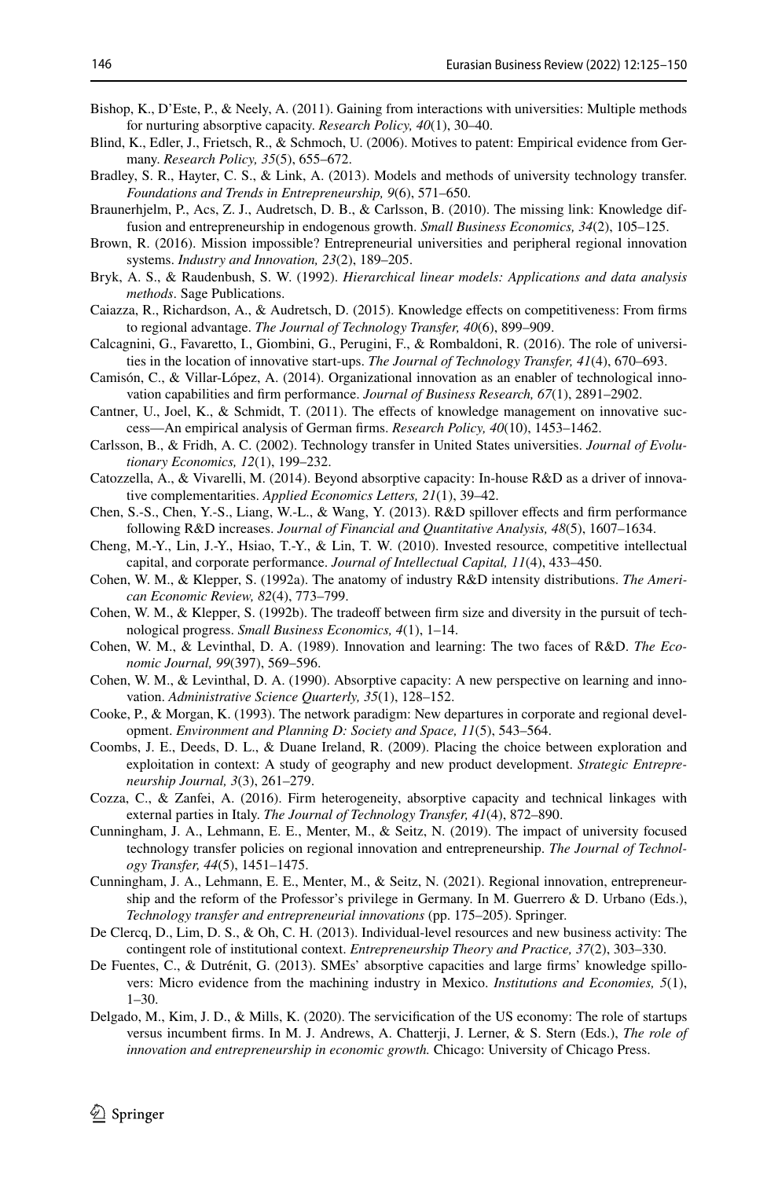Bishop, K., D'Este, P., & Neely, A. (2011). Gaining from interactions with universities: Multiple methods for nurturing absorptive capacity. *Research Policy, 40*(1), 30–40.

Blind, K., Edler, J., Frietsch, R., & Schmoch, U. (2006). Motives to patent: Empirical evidence from Germany. *Research Policy, 35*(5), 655–672.

Bradley, S. R., Hayter, C. S., & Link, A. (2013). Models and methods of university technology transfer. *Foundations and Trends in Entrepreneurship, 9*(6), 571–650.

Braunerhjelm, P., Acs, Z. J., Audretsch, D. B., & Carlsson, B. (2010). The missing link: Knowledge diffusion and entrepreneurship in endogenous growth. *Small Business Economics, 34*(2), 105–125.

Brown, R. (2016). Mission impossible? Entrepreneurial universities and peripheral regional innovation systems. *Industry and Innovation, 23*(2), 189–205.

Bryk, A. S., & Raudenbush, S. W. (1992). *Hierarchical linear models: Applications and data analysis methods*. Sage Publications.

Caiazza, R., Richardson, A., & Audretsch, D. (2015). Knowledge effects on competitiveness: From firms to regional advantage. *The Journal of Technology Transfer, 40*(6), 899–909.

Calcagnini, G., Favaretto, I., Giombini, G., Perugini, F., & Rombaldoni, R. (2016). The role of universities in the location of innovative start-ups. *The Journal of Technology Transfer, 41*(4), 670–693.

Camisón, C., & Villar-López, A. (2014). Organizational innovation as an enabler of technological innovation capabilities and firm performance. *Journal of Business Research, 67*(1), 2891–2902.

Cantner, U., Joel, K., & Schmidt, T. (2011). The effects of knowledge management on innovative success—An empirical analysis of German firms. *Research Policy, 40*(10), 1453–1462.

Carlsson, B., & Fridh, A. C. (2002). Technology transfer in United States universities. *Journal of Evolutionary Economics, 12*(1), 199–232.

Catozzella, A., & Vivarelli, M. (2014). Beyond absorptive capacity: In-house R&D as a driver of innovative complementarities. *Applied Economics Letters, 21*(1), 39–42.

Chen, S.-S., Chen, Y.-S., Liang, W.-L., & Wang, Y. (2013). R&D spillover effects and firm performance following R&D increases. *Journal of Financial and Quantitative Analysis, 48*(5), 1607–1634.

Cheng, M.-Y., Lin, J.-Y., Hsiao, T.-Y., & Lin, T. W. (2010). Invested resource, competitive intellectual capital, and corporate performance. *Journal of Intellectual Capital, 11*(4), 433–450.

Cohen, W. M., & Klepper, S. (1992a). The anatomy of industry R&D intensity distributions. *The American Economic Review, 82*(4), 773–799.

Cohen, W. M., & Klepper, S. (1992b). The tradeoff between firm size and diversity in the pursuit of technological progress. *Small Business Economics, 4*(1), 1–14.

Cohen, W. M., & Levinthal, D. A. (1989). Innovation and learning: The two faces of R&D. *The Economic Journal, 99*(397), 569–596.

Cohen, W. M., & Levinthal, D. A. (1990). Absorptive capacity: A new perspective on learning and innovation. *Administrative Science Quarterly, 35*(1), 128–152.

Cooke, P., & Morgan, K. (1993). The network paradigm: New departures in corporate and regional development. *Environment and Planning D: Society and Space, 11*(5), 543–564.

Coombs, J. E., Deeds, D. L., & Duane Ireland, R. (2009). Placing the choice between exploration and exploitation in context: A study of geography and new product development. *Strategic Entrepreneurship Journal, 3*(3), 261–279.

Cozza, C., & Zanfei, A. (2016). Firm heterogeneity, absorptive capacity and technical linkages with external parties in Italy. *The Journal of Technology Transfer, 41*(4), 872–890.

Cunningham, J. A., Lehmann, E. E., Menter, M., & Seitz, N. (2019). The impact of university focused technology transfer policies on regional innovation and entrepreneurship. *The Journal of Technology Transfer, 44*(5), 1451–1475.

Cunningham, J. A., Lehmann, E. E., Menter, M., & Seitz, N. (2021). Regional innovation, entrepreneurship and the reform of the Professor's privilege in Germany. In M. Guerrero & D. Urbano (Eds.), *Technology transfer and entrepreneurial innovations* (pp. 175–205). Springer.

De Clercq, D., Lim, D. S., & Oh, C. H. (2013). Individual-level resources and new business activity: The contingent role of institutional context. *Entrepreneurship Theory and Practice, 37*(2), 303–330.

De Fuentes, C., & Dutrénit, G. (2013). SMEs' absorptive capacities and large firms' knowledge spillovers: Micro evidence from the machining industry in Mexico. *Institutions and Economies, 5*(1), 1–30.

Delgado, M., Kim, J. D., & Mills, K. (2020). The servicification of the US economy: The role of startups versus incumbent firms. In M. J. Andrews, A. Chatterji, J. Lerner, & S. Stern (Eds.), *The role of innovation and entrepreneurship in economic growth.* Chicago: University of Chicago Press.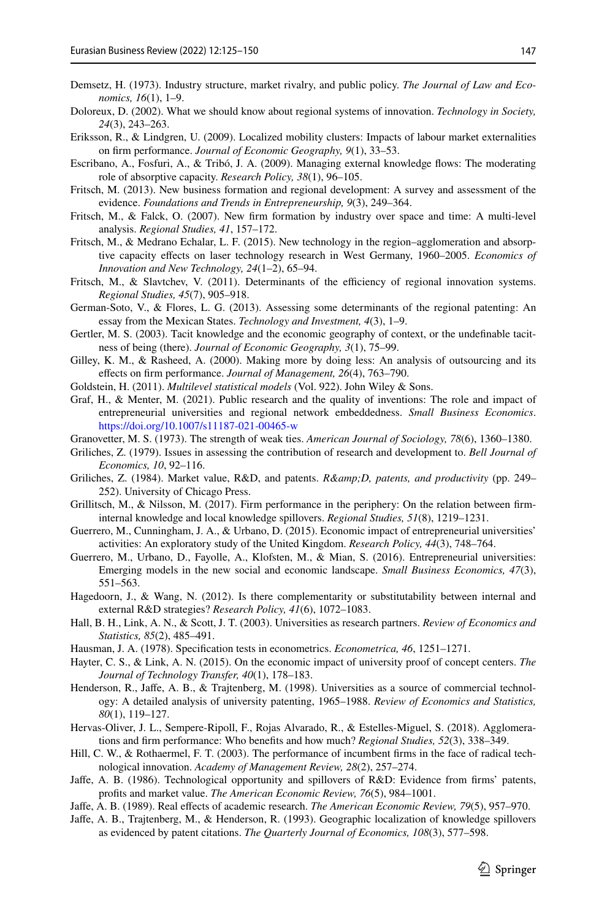Demsetz, H. (1973). Industry structure, market rivalry, and public policy. *The Journal of Law and Economics, 16*(1), 1–9.

Doloreux, D. (2002). What we should know about regional systems of innovation. *Technology in Society, 24*(3), 243–263.

Eriksson, R., & Lindgren, U. (2009). Localized mobility clusters: Impacts of labour market externalities on firm performance. *Journal of Economic Geography, 9*(1), 33–53.

Escribano, A., Fosfuri, A., & Tribó, J. A. (2009). Managing external knowledge flows: The moderating role of absorptive capacity. *Research Policy, 38*(1), 96–105.

Fritsch, M. (2013). New business formation and regional development: A survey and assessment of the evidence. *Foundations and Trends in Entrepreneurship, 9*(3), 249–364.

Fritsch, M., & Falck, O. (2007). New firm formation by industry over space and time: A multi-level analysis. *Regional Studies, 41*, 157–172.

Fritsch, M., & Medrano Echalar, L. F. (2015). New technology in the region–agglomeration and absorptive capacity effects on laser technology research in West Germany, 1960–2005. *Economics of Innovation and New Technology, 24*(1–2), 65–94.

Fritsch, M., & Slavtchev, V. (2011). Determinants of the efficiency of regional innovation systems. *Regional Studies, 45*(7), 905–918.

German-Soto, V., & Flores, L. G. (2013). Assessing some determinants of the regional patenting: An essay from the Mexican States. *Technology and Investment, 4*(3), 1–9.

Gertler, M. S. (2003). Tacit knowledge and the economic geography of context, or the undefinable tacitness of being (there). *Journal of Economic Geography, 3*(1), 75–99.

Gilley, K. M., & Rasheed, A. (2000). Making more by doing less: An analysis of outsourcing and its effects on firm performance. *Journal of Management, 26*(4), 763–790.

Goldstein, H. (2011). *Multilevel statistical models* (Vol. 922). John Wiley & Sons.

Graf, H., & Menter, M. (2021). Public research and the quality of inventions: The role and impact of entrepreneurial universities and regional network embeddedness. *Small Business Economics*. https://doi.org/10.1007/s11187-021-00465-w

Granovetter, M. S. (1973). The strength of weak ties. *American Journal of Sociology, 78*(6), 1360–1380.

Griliches, Z. (1979). Issues in assessing the contribution of research and development to. *Bell Journal of Economics, 10*, 92–116.

Griliches, Z. (1984). Market value, R&D, and patents. *R&amp;D, patents, and productivity* (pp. 249–252). University of Chicago Press.

Grillitsch, M., & Nilsson, M. (2017). Firm performance in the periphery: On the relation between firm-internal knowledge and local knowledge spillovers. *Regional Studies, 51*(8), 1219–1231.

Guerrero, M., Cunningham, J. A., & Urbano, D. (2015). Economic impact of entrepreneurial universities' activities: An exploratory study of the United Kingdom. *Research Policy, 44*(3), 748–764.

Guerrero, M., Urbano, D., Fayolle, A., Klofsten, M., & Mian, S. (2016). Entrepreneurial universities: Emerging models in the new social and economic landscape. *Small Business Economics, 47*(3), 551–563.

Hagedoorn, J., & Wang, N. (2012). Is there complementarity or substitutability between internal and external R&D strategies? *Research Policy, 41*(6), 1072–1083.

Hall, B. H., Link, A. N., & Scott, J. T. (2003). Universities as research partners. *Review of Economics and Statistics, 85*(2), 485–491.

Hausman, J. A. (1978). Specification tests in econometrics. *Econometrica, 46*, 1251–1271.

Hayter, C. S., & Link, A. N. (2015). On the economic impact of university proof of concept centers. *The Journal of Technology Transfer, 40*(1), 178–183.

Henderson, R., Jaffe, A. B., & Trajtenberg, M. (1998). Universities as a source of commercial technology: A detailed analysis of university patenting, 1965–1988. *Review of Economics and Statistics, 80*(1), 119–127.

Hervas-Oliver, J. L., Sempere-Ripoll, F., Rojas Alvarado, R., & Estelles-Miguel, S. (2018). Agglomerations and firm performance: Who benefits and how much? *Regional Studies, 52*(3), 338–349.

Hill, C. W., & Rothaermel, F. T. (2003). The performance of incumbent firms in the face of radical technological innovation. *Academy of Management Review, 28*(2), 257–274.

Jaffe, A. B. (1986). Technological opportunity and spillovers of R&D: Evidence from firms' patents, profits and market value. *The American Economic Review, 76*(5), 984–1001.

Jaffe, A. B. (1989). Real effects of academic research. *The American Economic Review, 79*(5), 957–970.

Jaffe, A. B., Trajtenberg, M., & Henderson, R. (1993). Geographic localization of knowledge spillovers as evidenced by patent citations. *The Quarterly Journal of Economics, 108*(3), 577–598.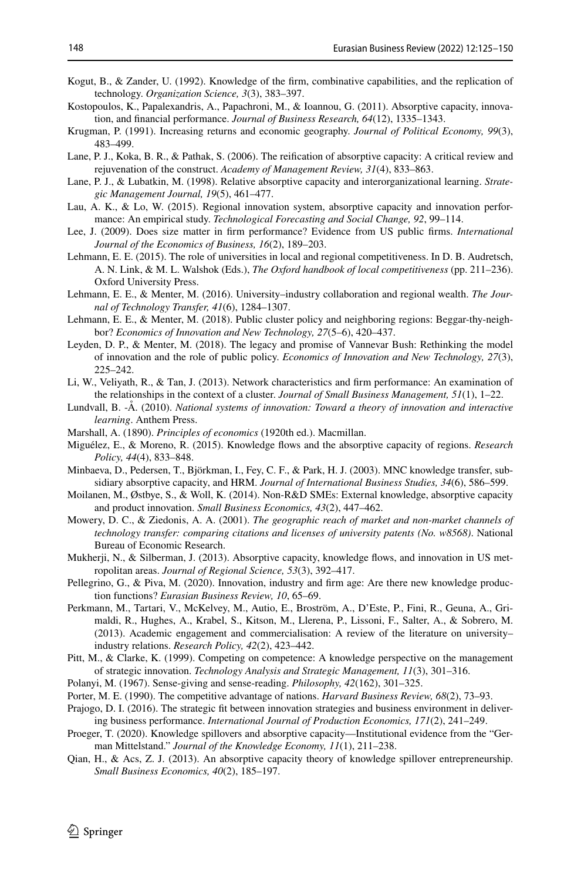Kogut, B., & Zander, U. (1992). Knowledge of the firm, combinative capabilities, and the replication of technology. *Organization Science, 3*(3), 383–397.

Kostopoulos, K., Papalexandris, A., Papachroni, M., & Ioannou, G. (2011). Absorptive capacity, innovation, and financial performance. *Journal of Business Research, 64*(12), 1335–1343.

Krugman, P. (1991). Increasing returns and economic geography. *Journal of Political Economy, 99*(3), 483–499.

Lane, P. J., Koka, B. R., & Pathak, S. (2006). The reification of absorptive capacity: A critical review and rejuvenation of the construct. *Academy of Management Review, 31*(4), 833–863.

Lane, P. J., & Lubatkin, M. (1998). Relative absorptive capacity and interorganizational learning. *Strategic Management Journal, 19*(5), 461–477.

Lau, A. K., & Lo, W. (2015). Regional innovation system, absorptive capacity and innovation performance: An empirical study. *Technological Forecasting and Social Change, 92*, 99–114.

Lee, J. (2009). Does size matter in firm performance? Evidence from US public firms. *International Journal of the Economics of Business, 16*(2), 189–203.

Lehmann, E. E. (2015). The role of universities in local and regional competitiveness. In D. B. Audretsch, A. N. Link, & M. L. Walshok (Eds.), *The Oxford handbook of local competitiveness* (pp. 211–236). Oxford University Press.

Lehmann, E. E., & Menter, M. (2016). University–industry collaboration and regional wealth. *The Journal of Technology Transfer, 41*(6), 1284–1307.

Lehmann, E. E., & Menter, M. (2018). Public cluster policy and neighboring regions: Beggar-thy-neighbor? *Economics of Innovation and New Technology, 27*(5–6), 420–437.

Leyden, D. P., & Menter, M. (2018). The legacy and promise of Vannevar Bush: Rethinking the model of innovation and the role of public policy. *Economics of Innovation and New Technology, 27*(3), 225–242.

Li, W., Veliyath, R., & Tan, J. (2013). Network characteristics and firm performance: An examination of the relationships in the context of a cluster. *Journal of Small Business Management, 51*(1), 1–22.

Lundvall, B. -Å. (2010). *National systems of innovation: Toward a theory of innovation and interactive learning*. Anthem Press.

Marshall, A. (1890). *Principles of economics* (1920th ed.). Macmillan.

Miguélez, E., & Moreno, R. (2015). Knowledge flows and the absorptive capacity of regions. *Research Policy, 44*(4), 833–848.

Minbaeva, D., Pedersen, T., Björkman, I., Fey, C. F., & Park, H. J. (2003). MNC knowledge transfer, subsidiary absorptive capacity, and HRM. *Journal of International Business Studies, 34*(6), 586–599.

Moilanen, M., Østbye, S., & Woll, K. (2014). Non-R&D SMEs: External knowledge, absorptive capacity and product innovation. *Small Business Economics, 43*(2), 447–462.

Mowery, D. C., & Ziedonis, A. A. (2001). *The geographic reach of market and non-market channels of technology transfer: comparing citations and licenses of university patents (No. w8568)*. National Bureau of Economic Research.

Mukherji, N., & Silberman, J. (2013). Absorptive capacity, knowledge flows, and innovation in US metropolitan areas. *Journal of Regional Science, 53*(3), 392–417.

Pellegrino, G., & Piva, M. (2020). Innovation, industry and firm age: Are there new knowledge production functions? *Eurasian Business Review, 10*, 65–69.

Perkmann, M., Tartari, V., McKelvey, M., Autio, E., Broström, A., D'Este, P., Fini, R., Geuna, A., Grimaldi, R., Hughes, A., Krabel, S., Kitson, M., Llerena, P., Lissoni, F., Salter, A., & Sobrero, M. (2013). Academic engagement and commercialisation: A review of the literature on university–industry relations. *Research Policy, 42*(2), 423–442.

Pitt, M., & Clarke, K. (1999). Competing on competence: A knowledge perspective on the management of strategic innovation. *Technology Analysis and Strategic Management, 11*(3), 301–316.

Polanyi, M. (1967). Sense-giving and sense-reading. *Philosophy, 42*(162), 301–325.

Porter, M. E. (1990). The competitive advantage of nations. *Harvard Business Review, 68*(2), 73–93.

Prajogo, D. I. (2016). The strategic fit between innovation strategies and business environment in delivering business performance. *International Journal of Production Economics, 171*(2), 241–249.

Proeger, T. (2020). Knowledge spillovers and absorptive capacity—Institutional evidence from the "German Mittelstand." *Journal of the Knowledge Economy, 11*(1), 211–238.

Qian, H., & Acs, Z. J. (2013). An absorptive capacity theory of knowledge spillover entrepreneurship. *Small Business Economics, 40*(2), 185–197.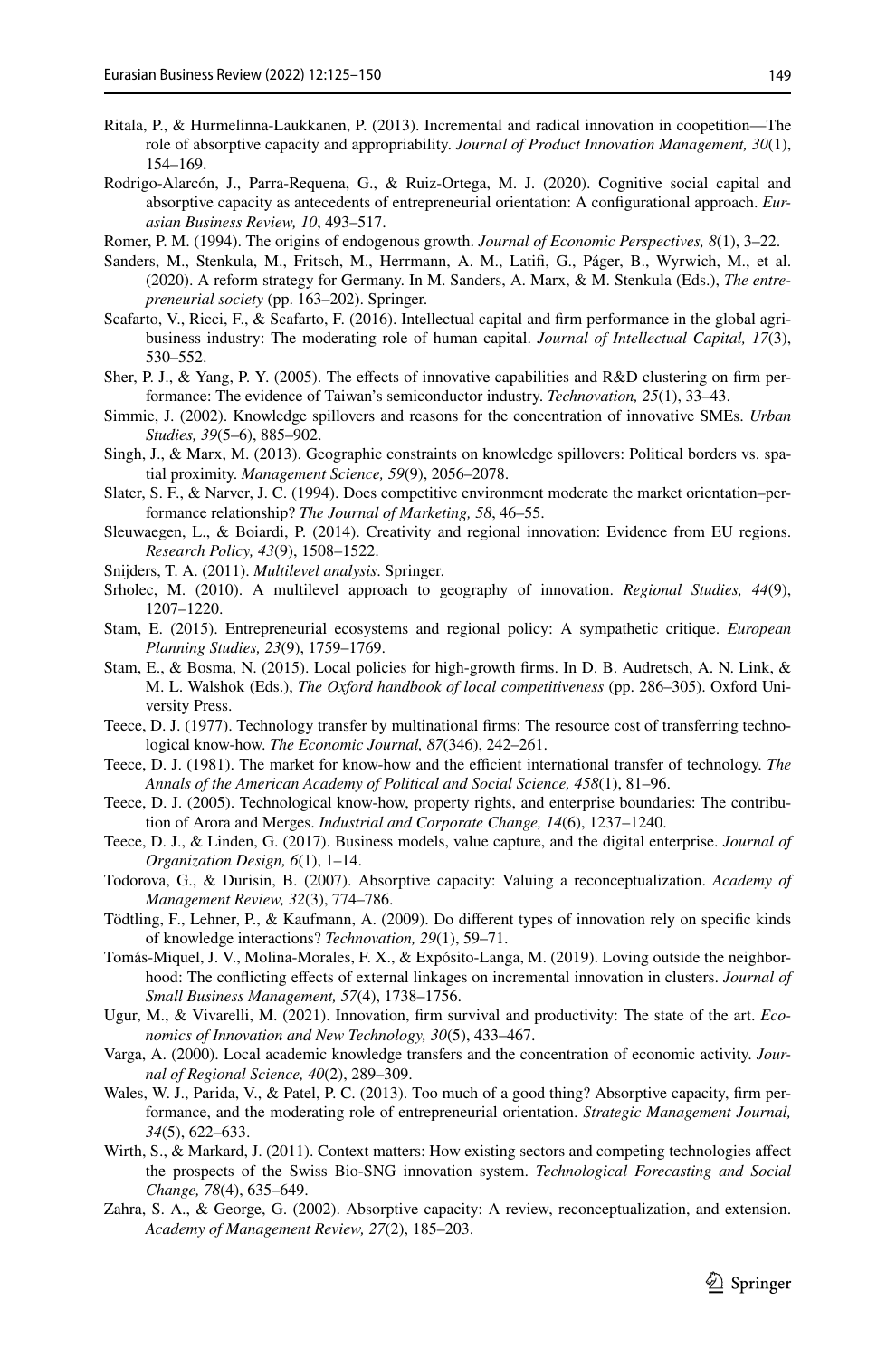Ritala, P., & Hurmelinna-Laukkanen, P. (2013). Incremental and radical innovation in coopetition—The role of absorptive capacity and appropriability. *Journal of Product Innovation Management, 30*(1), 154–169.

Rodrigo-Alarcón, J., Parra-Requena, G., & Ruiz-Ortega, M. J. (2020). Cognitive social capital and absorptive capacity as antecedents of entrepreneurial orientation: A configurational approach. *Eurasian Business Review, 10*, 493–517.

Romer, P. M. (1994). The origins of endogenous growth. *Journal of Economic Perspectives, 8*(1), 3–22.

Sanders, M., Stenkula, M., Fritsch, M., Herrmann, A. M., Latifi, G., Páger, B., Wyrwich, M., et al. (2020). A reform strategy for Germany. In M. Sanders, A. Marx, & M. Stenkula (Eds.), *The entrepreneurial society* (pp. 163–202). Springer.

Scafarto, V., Ricci, F., & Scafarto, F. (2016). Intellectual capital and firm performance in the global agribusiness industry: The moderating role of human capital. *Journal of Intellectual Capital, 17*(3), 530–552.

Sher, P. J., & Yang, P. Y. (2005). The effects of innovative capabilities and R&D clustering on firm performance: The evidence of Taiwan's semiconductor industry. *Technovation, 25*(1), 33–43.

Simmie, J. (2002). Knowledge spillovers and reasons for the concentration of innovative SMEs. *Urban Studies, 39*(5–6), 885–902.

Singh, J., & Marx, M. (2013). Geographic constraints on knowledge spillovers: Political borders vs. spatial proximity. *Management Science, 59*(9), 2056–2078.

Slater, S. F., & Narver, J. C. (1994). Does competitive environment moderate the market orientation–performance relationship? *The Journal of Marketing, 58*, 46–55.

Sleuwaegen, L., & Boiardi, P. (2014). Creativity and regional innovation: Evidence from EU regions. *Research Policy, 43*(9), 1508–1522.

Snijders, T. A. (2011). *Multilevel analysis*. Springer.

Srholec, M. (2010). A multilevel approach to geography of innovation. *Regional Studies, 44*(9), 1207–1220.

Stam, E. (2015). Entrepreneurial ecosystems and regional policy: A sympathetic critique. *European Planning Studies, 23*(9), 1759–1769.

Stam, E., & Bosma, N. (2015). Local policies for high-growth firms. In D. B. Audretsch, A. N. Link, & M. L. Walshok (Eds.), *The Oxford handbook of local competitiveness* (pp. 286–305). Oxford University Press.

Teece, D. J. (1977). Technology transfer by multinational firms: The resource cost of transferring technological know-how. *The Economic Journal, 87*(346), 242–261.

Teece, D. J. (1981). The market for know-how and the efficient international transfer of technology. *The Annals of the American Academy of Political and Social Science, 458*(1), 81–96.

Teece, D. J. (2005). Technological know-how, property rights, and enterprise boundaries: The contribution of Arora and Merges. *Industrial and Corporate Change, 14*(6), 1237–1240.

Teece, D. J., & Linden, G. (2017). Business models, value capture, and the digital enterprise. *Journal of Organization Design, 6*(1), 1–14.

Todorova, G., & Durisin, B. (2007). Absorptive capacity: Valuing a reconceptualization. *Academy of Management Review, 32*(3), 774–786.

Tödtling, F., Lehner, P., & Kaufmann, A. (2009). Do different types of innovation rely on specific kinds of knowledge interactions? *Technovation, 29*(1), 59–71.

Tomás-Miquel, J. V., Molina-Morales, F. X., & Expósito-Langa, M. (2019). Loving outside the neighborhood: The conflicting effects of external linkages on incremental innovation in clusters. *Journal of Small Business Management, 57*(4), 1738–1756.

Ugur, M., & Vivarelli, M. (2021). Innovation, firm survival and productivity: The state of the art. *Economics of Innovation and New Technology, 30*(5), 433–467.

Varga, A. (2000). Local academic knowledge transfers and the concentration of economic activity. *Journal of Regional Science, 40*(2), 289–309.

Wales, W. J., Parida, V., & Patel, P. C. (2013). Too much of a good thing? Absorptive capacity, firm performance, and the moderating role of entrepreneurial orientation. *Strategic Management Journal, 34*(5), 622–633.

Wirth, S., & Markard, J. (2011). Context matters: How existing sectors and competing technologies affect the prospects of the Swiss Bio-SNG innovation system. *Technological Forecasting and Social Change, 78*(4), 635–649.

Zahra, S. A., & George, G. (2002). Absorptive capacity: A review, reconceptualization, and extension. *Academy of Management Review, 27*(2), 185–203.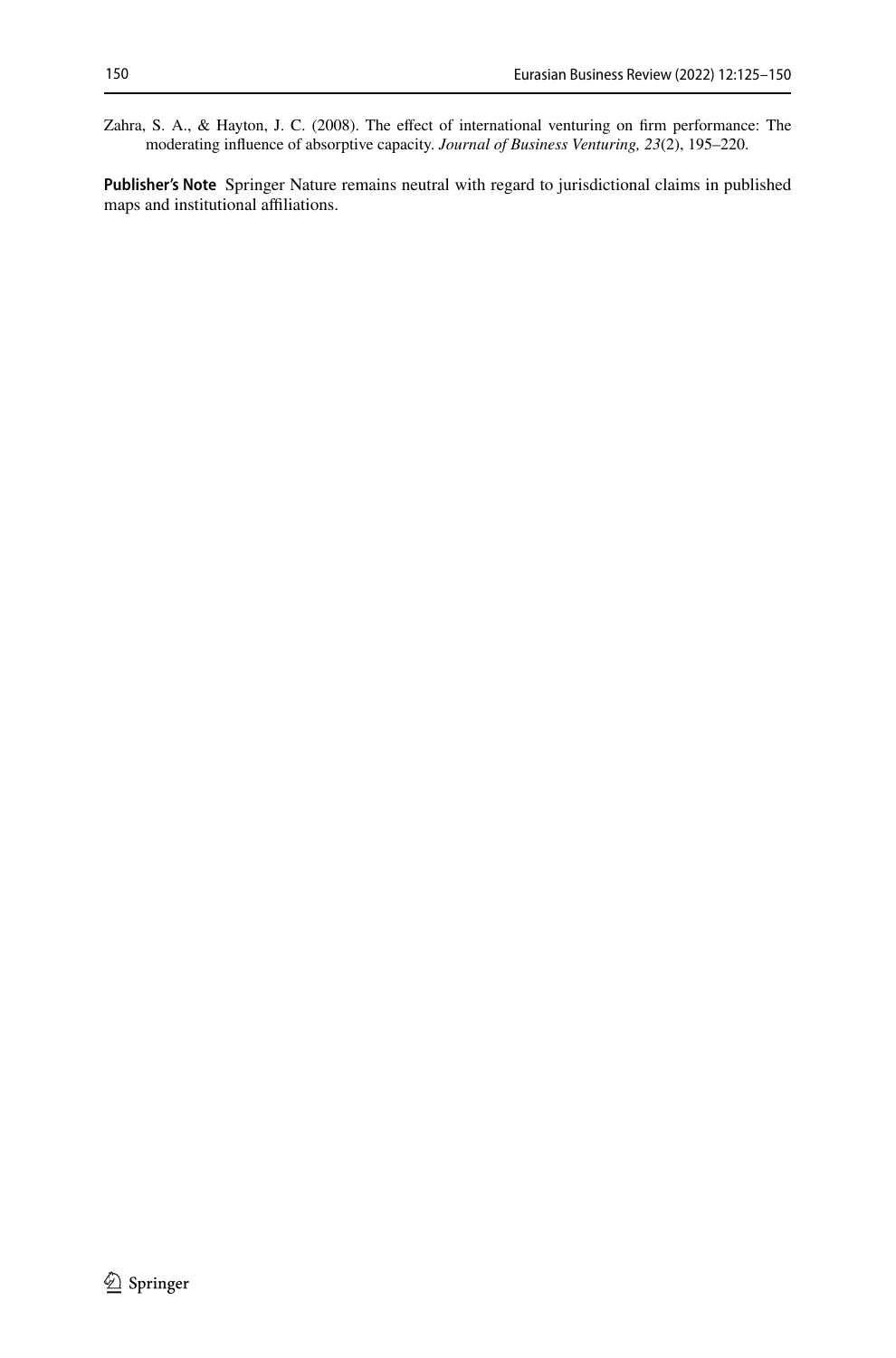Zahra, S. A., & Hayton, J. C. (2008). The effect of international venturing on firm performance: The moderating influence of absorptive capacity. *Journal of Business Venturing, 23*(2), 195–220.

**Publisher's Note** Springer Nature remains neutral with regard to jurisdictional claims in published maps and institutional affiliations.